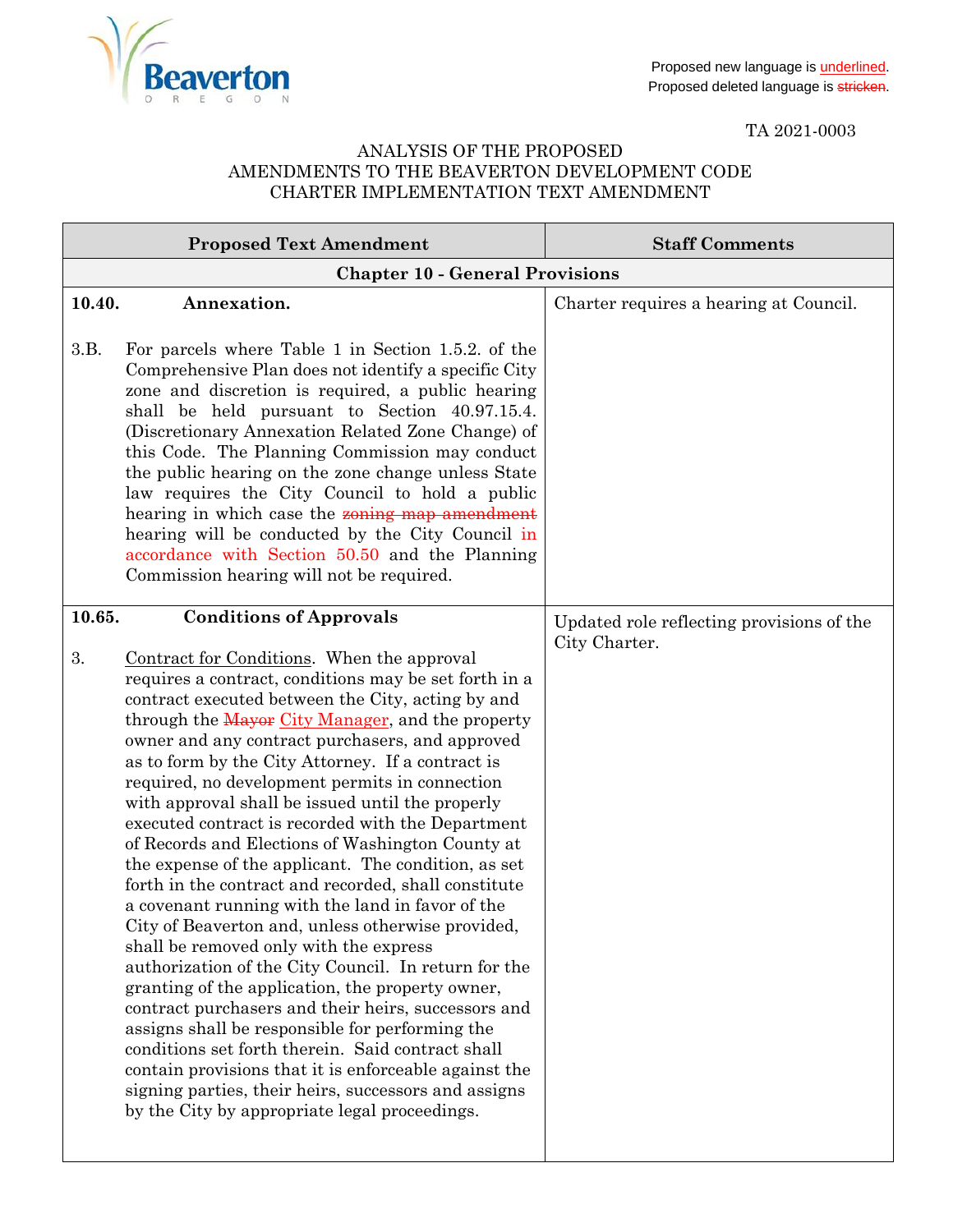Proposed new language is <u>underlined</u>.
Proposed deleted language is ~~stricken~~.

TA 2021-0003

ANALYSIS OF THE PROPOSED
AMENDMENTS TO THE BEAVERTON DEVELOPMENT CODE
CHARTER IMPLEMENTATION TEXT AMENDMENT

| Proposed Text Amendment | Staff Comments |
|---|---|
| **Chapter 10 - General Provisions** | |
| **10.40. Annexation.**<br><br>3.B. For parcels where Table 1 in Section 1.5.2. of the Comprehensive Plan does not identify a specific City zone and discretion is required, a public hearing shall be held pursuant to Section 40.97.15.4. (Discretionary Annexation Related Zone Change) of this Code. The Planning Commission may conduct the public hearing on the zone change unless State law requires the City Council to hold a public hearing in which case the ~~zoning map amendment~~ hearing will be conducted by the City Council <u>in accordance with Section 50.50</u> and the Planning Commission hearing will not be required. | Charter requires a hearing at Council. |
| **10.65. Conditions of Approvals**<br><br>3. <u>Contract for Conditions</u>. When the approval requires a contract, conditions may be set forth in a contract executed between the City, acting by and through the ~~Mayor~~ <u>City Manager</u>, and the property owner and any contract purchasers, and approved as to form by the City Attorney. If a contract is required, no development permits in connection with approval shall be issued until the properly executed contract is recorded with the Department of Records and Elections of Washington County at the expense of the applicant. The condition, as set forth in the contract and recorded, shall constitute a covenant running with the land in favor of the City of Beaverton and, unless otherwise provided, shall be removed only with the express authorization of the City Council. In return for the granting of the application, the property owner, contract purchasers and their heirs, successors and assigns shall be responsible for performing the conditions set forth therein. Said contract shall contain provisions that it is enforceable against the signing parties, their heirs, successors and assigns by the City by appropriate legal proceedings. | Updated role reflecting provisions of the City Charter. |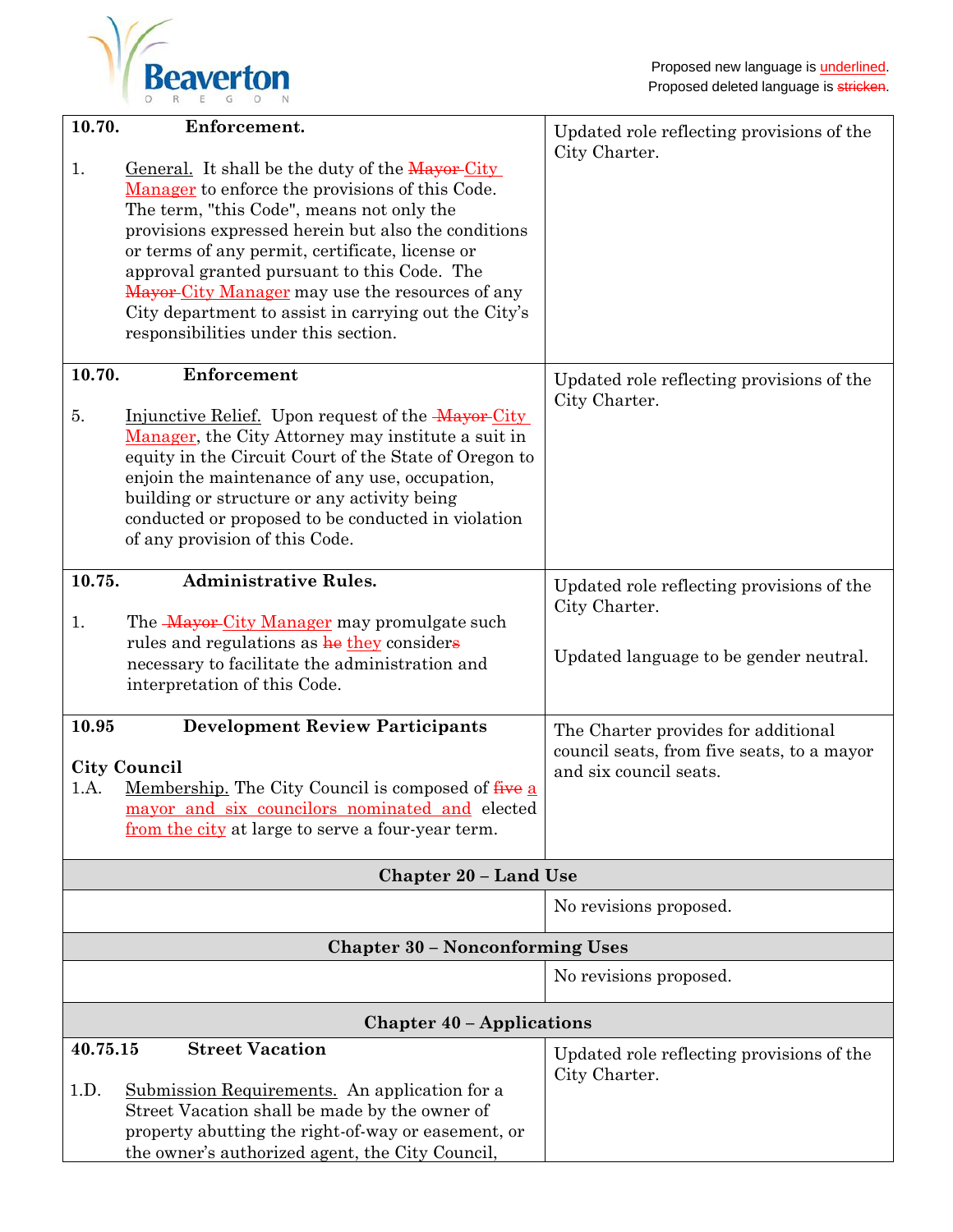Proposed new language is <u>underlined</u>.
Proposed deleted language is ~~stricken~~.

| | |
|---|---|
| **10.70. Enforcement.**<br><br>1. <u>General.</u> It shall be the duty of the ~~Mayor~~ <u>City Manager</u> to enforce the provisions of this Code. The term, "this Code", means not only the provisions expressed herein but also the conditions or terms of any permit, certificate, license or approval granted pursuant to this Code. The ~~Mayor~~ <u>City Manager</u> may use the resources of any City department to assist in carrying out the City's responsibilities under this section. | Updated role reflecting provisions of the City Charter. |
| **10.70. Enforcement**<br><br>5. <u>Injunctive Relief.</u> Upon request of the ~~Mayor~~ <u>City Manager</u>, the City Attorney may institute a suit in equity in the Circuit Court of the State of Oregon to enjoin the maintenance of any use, occupation, building or structure or any activity being conducted or proposed to be conducted in violation of any provision of this Code. | Updated role reflecting provisions of the City Charter. |
| **10.75. Administrative Rules.**<br><br>1. The ~~Mayor~~ <u>City Manager</u> may promulgate such rules and regulations as ~~he~~ <u>they</u> consider~~s~~ necessary to facilitate the administration and interpretation of this Code. | Updated role reflecting provisions of the City Charter.<br><br>Updated language to be gender neutral. |
| **10.95 Development Review Participants**<br><br>**City Council**<br>1.A. <u>Membership.</u> The City Council is composed of ~~five~~ <u>a mayor and six councilors nominated and</u> elected <u>from the city</u> at large to serve a four-year term. | The Charter provides for additional council seats, from five seats, to a mayor and six council seats. |
| **Chapter 20 – Land Use** | |
| | No revisions proposed. |
| **Chapter 30 – Nonconforming Uses** | |
| | No revisions proposed. |
| **Chapter 40 – Applications** | |
| **40.75.15 Street Vacation**<br><br>1.D. <u>Submission Requirements.</u> An application for a Street Vacation shall be made by the owner of property abutting the right-of-way or easement, or the owner's authorized agent, the City Council, | Updated role reflecting provisions of the City Charter. |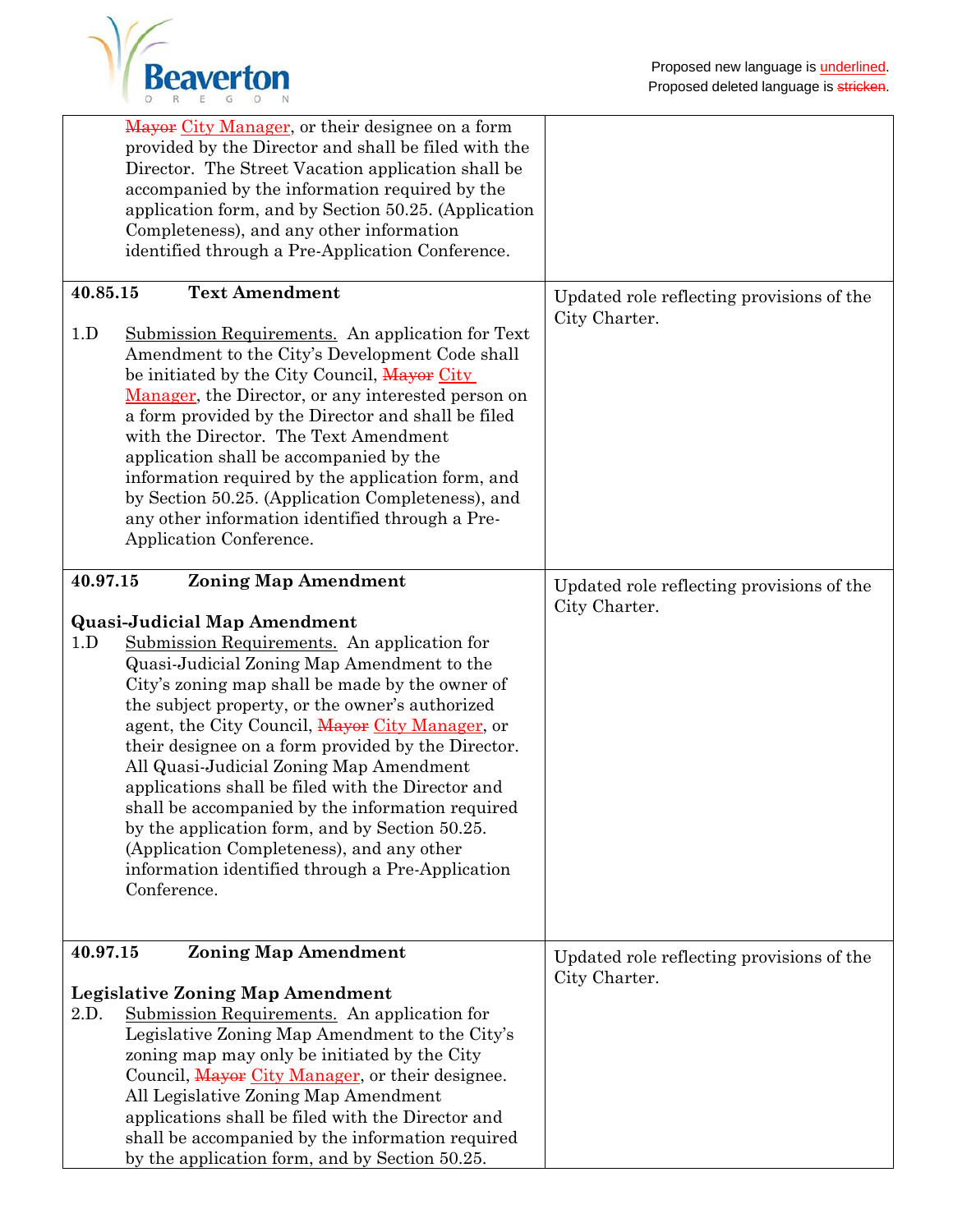| | |
|---|---|
| ~~Mayor~~ <u>City Manager</u>, or their designee on a form provided by the Director and shall be filed with the Director. The Street Vacation application shall be accompanied by the information required by the application form, and by Section 50.25. (Application Completeness), and any other information identified through a Pre-Application Conference. | |
| **40.85.15 Text Amendment**<br><br>1.D <u>Submission Requirements.</u> An application for Text Amendment to the City's Development Code shall be initiated by the City Council, ~~Mayor~~ <u>City Manager</u>, the Director, or any interested person on a form provided by the Director and shall be filed with the Director. The Text Amendment application shall be accompanied by the information required by the application form, and by Section 50.25. (Application Completeness), and any other information identified through a Pre-Application Conference. | Updated role reflecting provisions of the City Charter. |
| **40.97.15 Zoning Map Amendment**<br><br>**Quasi-Judicial Map Amendment**<br>1.D <u>Submission Requirements.</u> An application for Quasi-Judicial Zoning Map Amendment to the City's zoning map shall be made by the owner of the subject property, or the owner's authorized agent, the City Council, ~~Mayor~~ <u>City Manager</u>, or their designee on a form provided by the Director. All Quasi-Judicial Zoning Map Amendment applications shall be filed with the Director and shall be accompanied by the information required by the application form, and by Section 50.25. (Application Completeness), and any other information identified through a Pre-Application Conference. | Updated role reflecting provisions of the City Charter. |
| **40.97.15 Zoning Map Amendment**<br><br>**Legislative Zoning Map Amendment**<br>2.D. <u>Submission Requirements.</u> An application for Legislative Zoning Map Amendment to the City's zoning map may only be initiated by the City Council, ~~Mayor~~ <u>City Manager</u>, or their designee. All Legislative Zoning Map Amendment applications shall be filed with the Director and shall be accompanied by the information required by the application form, and by Section 50.25. | Updated role reflecting provisions of the City Charter. |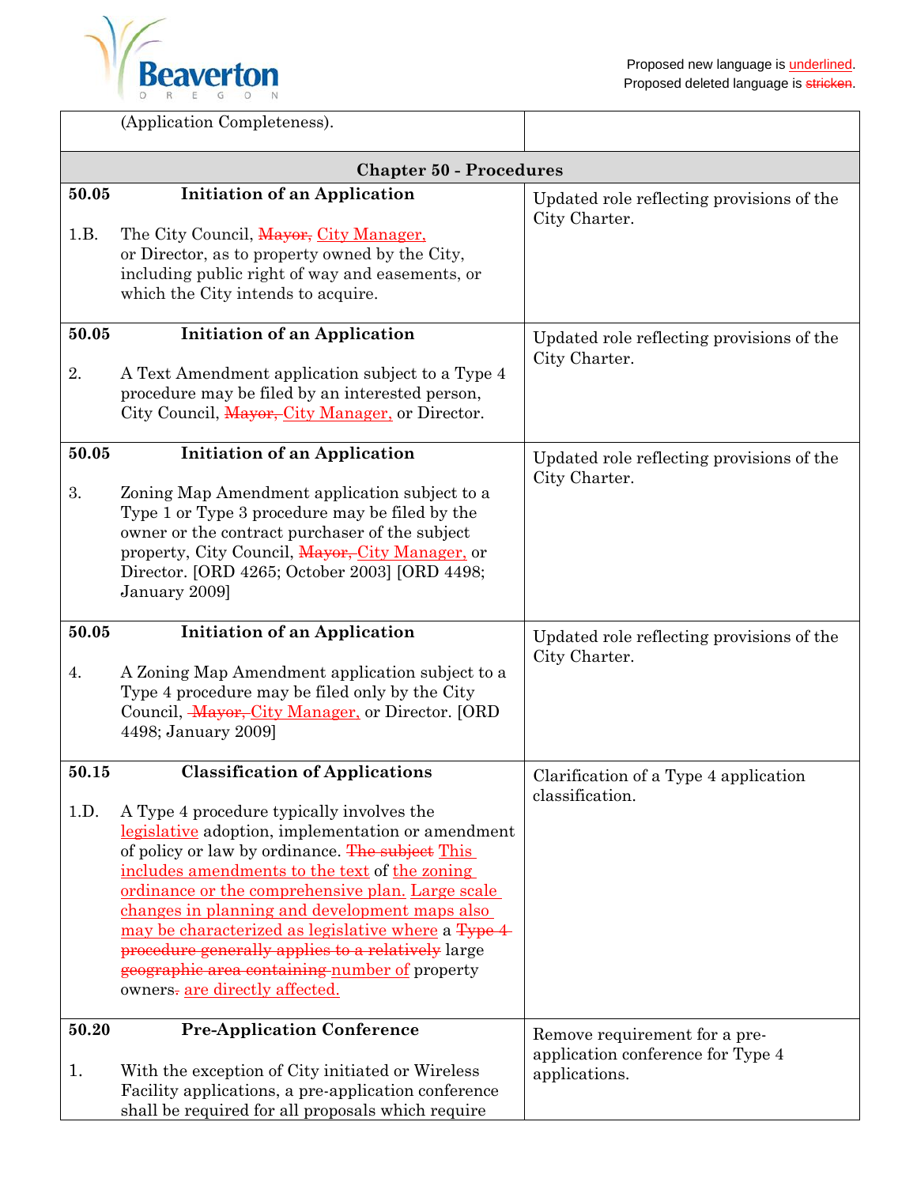Proposed new language is <u>underlined</u>.
Proposed deleted language is ~~stricken~~.

| | |
|---|---|
| (Application Completeness). | |
| **Chapter 50 - Procedures** | |
| **50.05 Initiation of an Application**<br><br>1.B. The City Council, ~~Mayor,~~ <u>City Manager,</u> or Director, as to property owned by the City, including public right of way and easements, or which the City intends to acquire. | Updated role reflecting provisions of the City Charter. |
| **50.05 Initiation of an Application**<br><br>2. A Text Amendment application subject to a Type 4 procedure may be filed by an interested person, City Council, ~~Mayor,~~ <u>City Manager,</u> or Director. | Updated role reflecting provisions of the City Charter. |
| **50.05 Initiation of an Application**<br><br>3. Zoning Map Amendment application subject to a Type 1 or Type 3 procedure may be filed by the owner or the contract purchaser of the subject property, City Council, ~~Mayor,~~ <u>City Manager,</u> or Director. [ORD 4265; October 2003] [ORD 4498; January 2009] | Updated role reflecting provisions of the City Charter. |
| **50.05 Initiation of an Application**<br><br>4. A Zoning Map Amendment application subject to a Type 4 procedure may be filed only by the City Council, ~~Mayor,~~ <u>City Manager,</u> or Director. [ORD 4498; January 2009] | Updated role reflecting provisions of the City Charter. |
| **50.15 Classification of Applications**<br><br>1.D. A Type 4 procedure typically involves the <u>legislative</u> adoption, implementation or amendment of policy or law by ordinance. ~~The subject~~ <u>This includes amendments to the text</u> of <u>the zoning ordinance or the comprehensive plan. Large scale changes in planning and development maps also may be characterized as legislative where</u> a ~~Type 4 procedure generally applies to a relatively~~ large ~~geographic area containing~~ <u>number of</u> property owners~~.~~ <u>are directly affected.</u> | Clarification of a Type 4 application classification. |
| **50.20 Pre-Application Conference**<br><br>1. With the exception of City initiated or Wireless Facility applications, a pre-application conference shall be required for all proposals which require | Remove requirement for a pre-application conference for Type 4 applications. |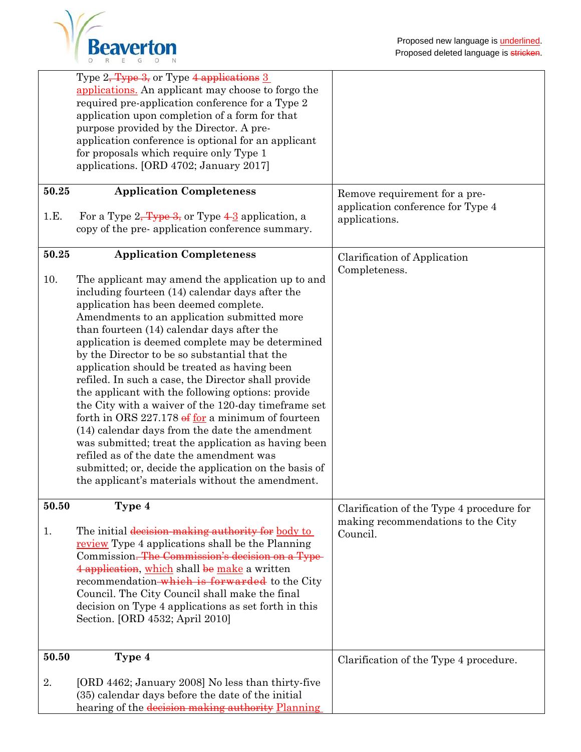Proposed new language is underlined.
Proposed deleted language is ~~stricken~~.

| | | |
|---|---|---|
| | Type 2~~, Type 3,~~ or Type ~~4 applications~~ <u>3 applications.</u> An applicant may choose to forgo the required pre-application conference for a Type 2 application upon completion of a form for that purpose provided by the Director. A pre-application conference is optional for an applicant for proposals which require only Type 1 applications. [ORD 4702; January 2017] | |
| **50.25**<br><br>1.E. | **Application Completeness**<br><br>For a Type 2~~, Type 3,~~ or Type ~~4~~ <u>3</u> application, a copy of the pre- application conference summary. | Remove requirement for a pre-application conference for Type 4 applications. |
| **50.25**<br><br>10. | **Application Completeness**<br><br>The applicant may amend the application up to and including fourteen (14) calendar days after the application has been deemed complete. Amendments to an application submitted more than fourteen (14) calendar days after the application is deemed complete may be determined by the Director to be so substantial that the application should be treated as having been refiled. In such a case, the Director shall provide the applicant with the following options: provide the City with a waiver of the 120-day timeframe set forth in ORS 227.178 ~~of~~ <u>for</u> a minimum of fourteen (14) calendar days from the date the amendment was submitted; treat the application as having been refiled as of the date the amendment was submitted; or, decide the application on the basis of the applicant's materials without the amendment. | Clarification of Application Completeness. |
| **50.50**<br><br>1. | **Type 4**<br><br>The initial ~~decision-making authority for~~ <u>body to review</u> Type 4 applications shall be the Planning Commission. ~~The Commission's decision on a Type 4 application~~, <u>which</u> shall ~~be~~ <u>make</u> a written recommendation ~~which is forwarded~~ to the City Council. The City Council shall make the final decision on Type 4 applications as set forth in this Section. [ORD 4532; April 2010] | Clarification of the Type 4 procedure for making recommendations to the City Council. |
| **50.50**<br><br>2. | **Type 4**<br><br>[ORD 4462; January 2008] No less than thirty-five (35) calendar days before the date of the initial hearing of the ~~decision making authority~~ <u>Planning</u> | Clarification of the Type 4 procedure. |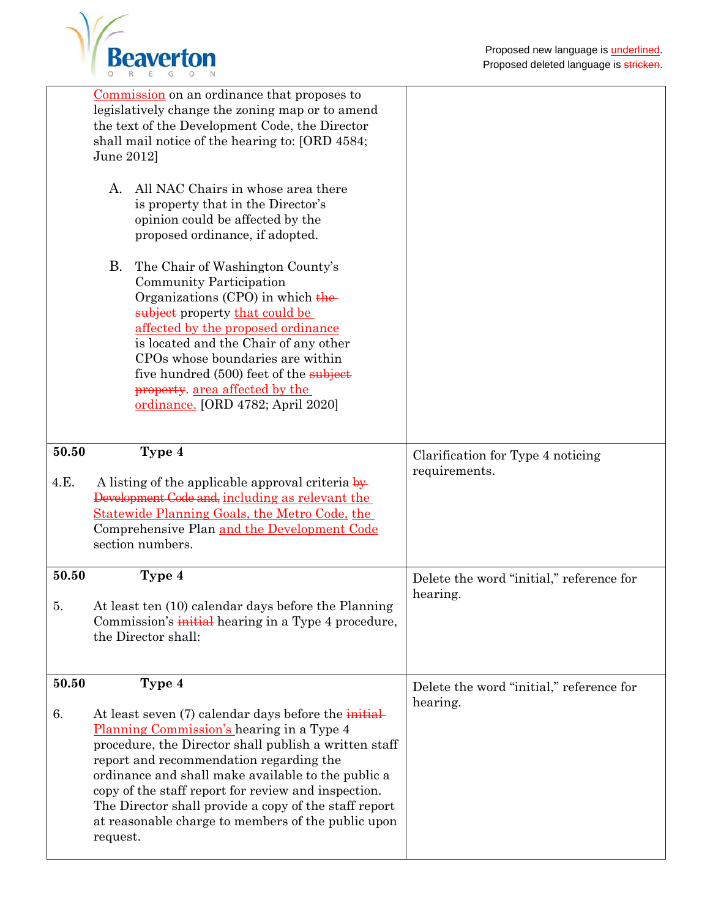Proposed new language is <u>underlined</u>.
Proposed deleted language is ~~stricken~~.

| | | |
|---|---|---|
| | <u>Commission</u> on an ordinance that proposes to legislatively change the zoning map or to amend the text of the Development Code, the Director shall mail notice of the hearing to: [ORD 4584; June 2012]<br><br>A. All NAC Chairs in whose area there is property that in the Director's opinion could be affected by the proposed ordinance, if adopted.<br><br>B. The Chair of Washington County's Community Participation Organizations (CPO) in which ~~the subject~~ property <u>that could be affected by the proposed ordinance</u> is located and the Chair of any other CPOs whose boundaries are within five hundred (500) feet of the ~~subject property~~. <u>area affected by the ordinance.</u> [ORD 4782; April 2020] | |
| **50.50**<br><br>4.E. | **Type 4**<br><br>A listing of the applicable approval criteria ~~by Development Code and~~, <u>including as relevant the Statewide Planning Goals, the Metro Code, the</u> Comprehensive Plan <u>and the Development Code</u> section numbers. | Clarification for Type 4 noticing requirements. |
| **50.50**<br><br>5. | **Type 4**<br><br>At least ten (10) calendar days before the Planning Commission's ~~initial~~ hearing in a Type 4 procedure, the Director shall: | Delete the word "initial," reference for hearing. |
| **50.50**<br><br>6. | **Type 4**<br><br>At least seven (7) calendar days before the ~~initial~~ <u>Planning Commission's</u> hearing in a Type 4 procedure, the Director shall publish a written staff report and recommendation regarding the ordinance and shall make available to the public a copy of the staff report for review and inspection. The Director shall provide a copy of the staff report at reasonable charge to members of the public upon request. | Delete the word "initial," reference for hearing. |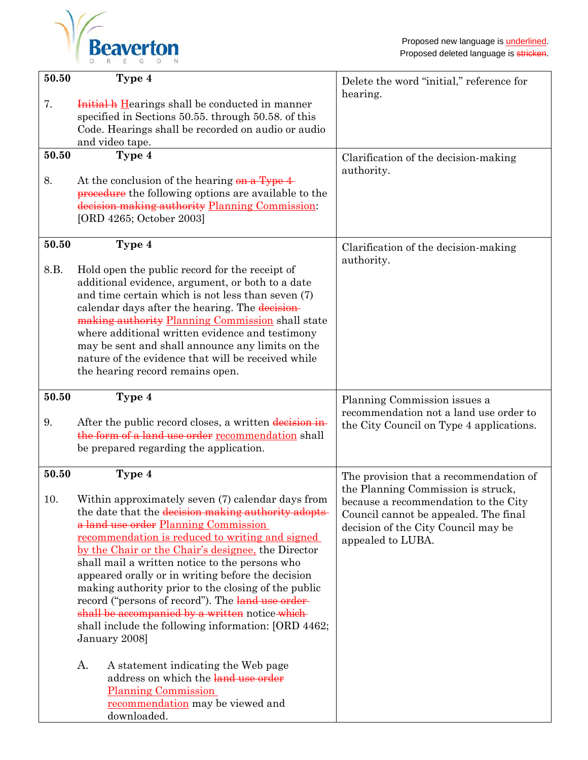Proposed new language is <u>underlined</u>.
Proposed deleted language is ~~stricken~~.

| Section | Proposed Text | Comment |
|---|---|---|
| **50.50** **Type 4** | 7. ~~Initial h~~ <u>H</u>earings shall be conducted in manner specified in Sections 50.55. through 50.58. of this Code. Hearings shall be recorded on audio or audio and video tape. | Delete the word "initial," reference for hearing. |
| **50.50** **Type 4** | 8. At the conclusion of the hearing ~~on a Type 4 procedure~~ the following options are available to the ~~decision making authority~~ <u>Planning Commission</u>: [ORD 4265; October 2003] | Clarification of the decision-making authority. |
| **50.50** **Type 4** | 8.B. Hold open the public record for the receipt of additional evidence, argument, or both to a date and time certain which is not less than seven (7) calendar days after the hearing. The ~~decision making authority~~ <u>Planning Commission</u> shall state where additional written evidence and testimony may be sent and shall announce any limits on the nature of the evidence that will be received while the hearing record remains open. | Clarification of the decision-making authority. |
| **50.50** **Type 4** | 9. After the public record closes, a written ~~decision in the form of a land use order~~ <u>recommendation</u> shall be prepared regarding the application. | Planning Commission issues a recommendation not a land use order to the City Council on Type 4 applications. |
| **50.50** **Type 4** | 10. Within approximately seven (7) calendar days from the date that the ~~decision making authority adopts a land use order~~ <u>Planning Commission recommendation is reduced to writing and signed by the Chair or the Chair's designee,</u> the Director shall mail a written notice to the persons who appeared orally or in writing before the decision making authority prior to the closing of the public record ("persons of record"). The ~~land use order shall be accompanied by a written~~ notice ~~which~~ shall include the following information: [ORD 4462; January 2008]<br><br>A. A statement indicating the Web page address on which the ~~land use order~~ <u>Planning Commission recommendation</u> may be viewed and downloaded. | The provision that a recommendation of the Planning Commission is struck, because a recommendation to the City Council cannot be appealed. The final decision of the City Council may be appealed to LUBA. |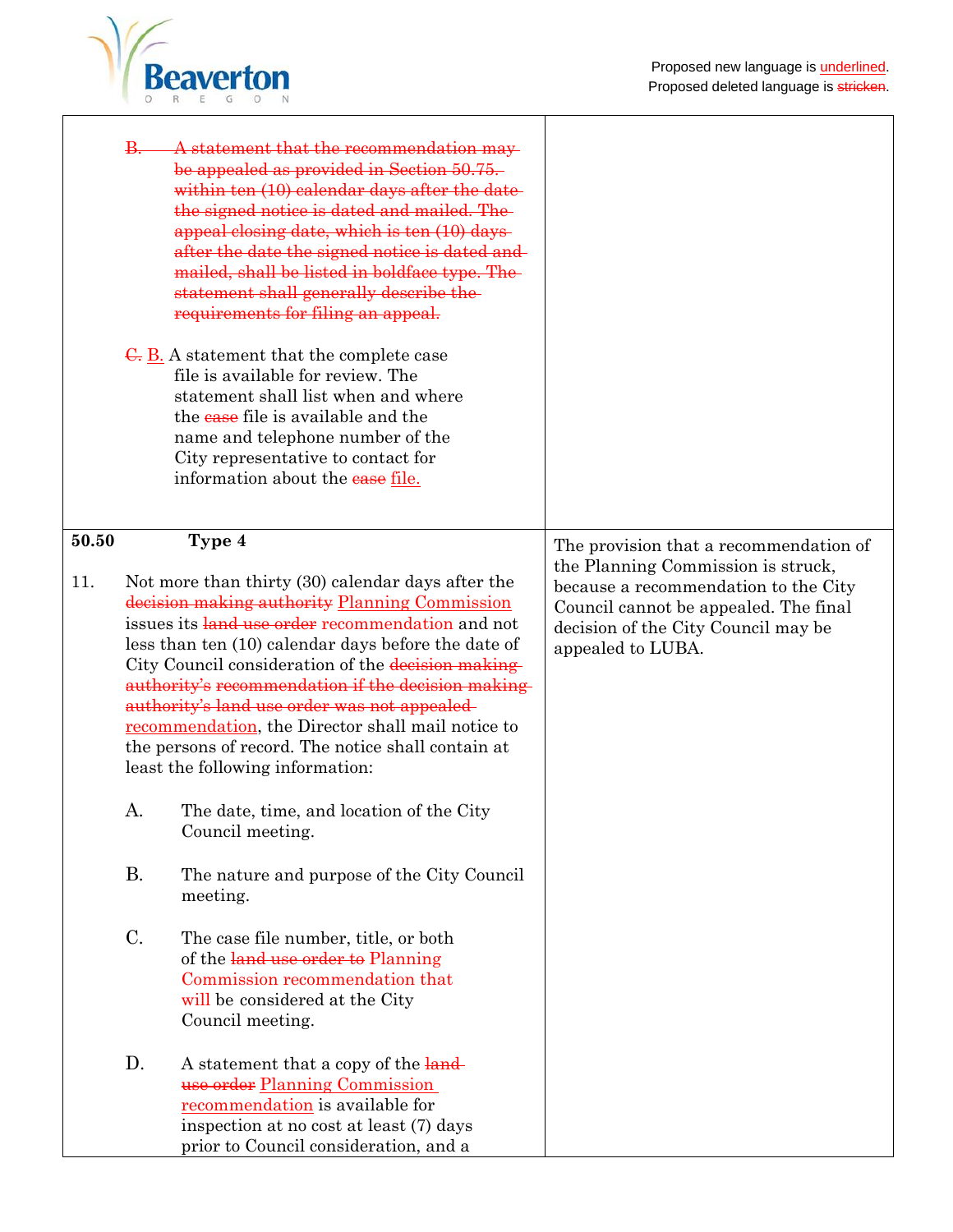Proposed new language is <u>underlined</u>.
Proposed deleted language is ~~stricken~~.

| | |
|---|---|
| ~~B. A statement that the recommendation may be appealed as provided in Section 50.75. within ten (10) calendar days after the date the signed notice is dated and mailed. The appeal closing date, which is ten (10) days after the date the signed notice is dated and mailed, shall be listed in boldface type. The statement shall generally describe the requirements for filing an appeal.~~<br><br>~~C.~~ <u>B.</u> A statement that the complete case file is available for review. The statement shall list when and where the ~~case~~ file is available and the name and telephone number of the City representative to contact for information about the ~~case~~ <u>file.</u> | |
| **50.50 Type 4**<br><br>11. Not more than thirty (30) calendar days after the ~~decision making authority~~ <u>Planning Commission</u> issues its ~~land use order~~ recommendation and not less than ten (10) calendar days before the date of City Council consideration of the ~~decision making authority's recommendation if the decision making authority's land use order was not appealed~~ <u>recommendation</u>, the Director shall mail notice to the persons of record. The notice shall contain at least the following information:<br><br>A. The date, time, and location of the City Council meeting.<br><br>B. The nature and purpose of the City Council meeting.<br><br>C. The case file number, title, or both of the ~~land use order to~~ Planning Commission recommendation that will be considered at the City Council meeting.<br><br>D. A statement that a copy of the ~~land use order~~ <u>Planning Commission recommendation</u> is available for inspection at no cost at least (7) days prior to Council consideration, and a | The provision that a recommendation of the Planning Commission is struck, because a recommendation to the City Council cannot be appealed. The final decision of the City Council may be appealed to LUBA. |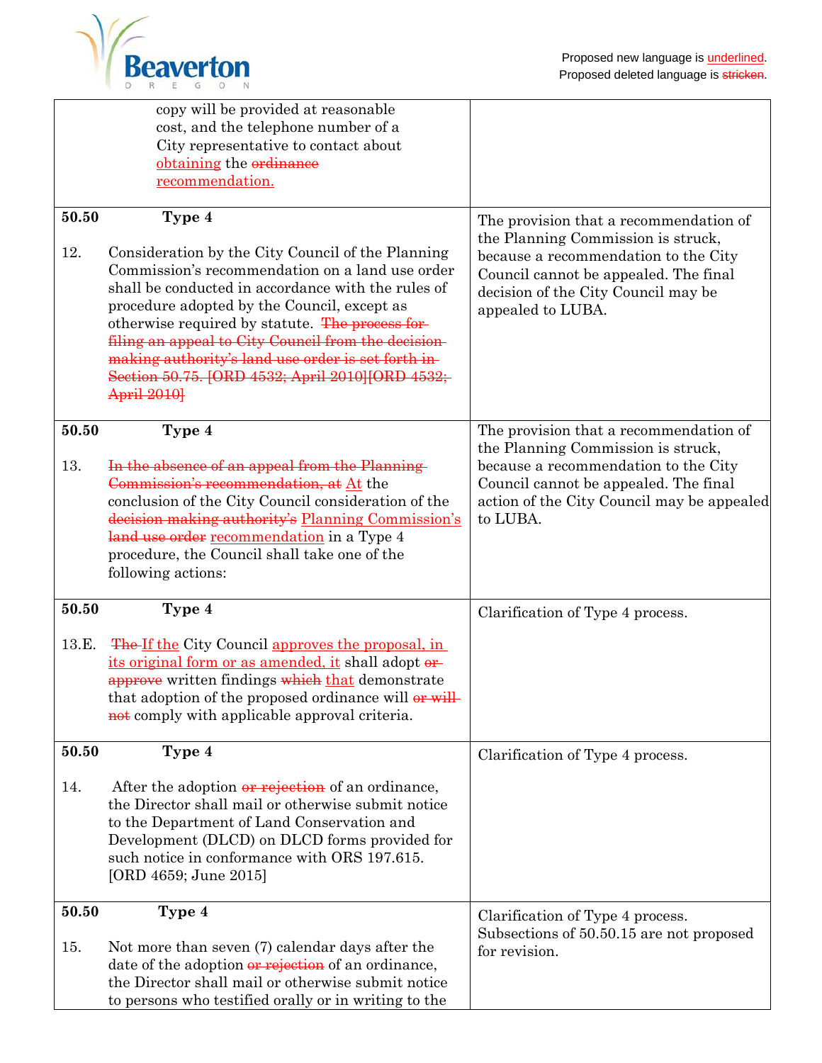Proposed new language is <u>underlined</u>.
Proposed deleted language is ~~stricken~~.

| | |
|---|---|
| copy will be provided at reasonable cost, and the telephone number of a City representative to contact about <u>obtaining</u> the ~~ordinance~~ <u>recommendation.</u> | |
| **50.50** **Type 4**<br><br>12. Consideration by the City Council of the Planning Commission's recommendation on a land use order shall be conducted in accordance with the rules of procedure adopted by the Council, except as otherwise required by statute. ~~The process for filing an appeal to City Council from the decision making authority's land use order is set forth in Section 50.75. [ORD 4532; April 2010][ORD 4532; April 2010]~~ | The provision that a recommendation of the Planning Commission is struck, because a recommendation to the City Council cannot be appealed. The final decision of the City Council may be appealed to LUBA. |
| **50.50** **Type 4**<br><br>13. ~~In the absence of an appeal from the Planning Commission's recommendation, at~~ <u>At</u> the conclusion of the City Council consideration of the ~~decision making authority's~~ <u>Planning Commission's</u> ~~land use order~~ <u>recommendation</u> in a Type 4 procedure, the Council shall take one of the following actions: | The provision that a recommendation of the Planning Commission is struck, because a recommendation to the City Council cannot be appealed. The final action of the City Council may be appealed to LUBA. |
| **50.50** **Type 4**<br><br>13.E. ~~The~~ <u>If the</u> City Council <u>approves the proposal, in its original form or as amended, it</u> shall adopt ~~or approve~~ written findings ~~which~~ <u>that</u> demonstrate that adoption of the proposed ordinance will ~~or will not~~ comply with applicable approval criteria. | Clarification of Type 4 process. |
| **50.50** **Type 4**<br><br>14. After the adoption ~~or rejection~~ of an ordinance, the Director shall mail or otherwise submit notice to the Department of Land Conservation and Development (DLCD) on DLCD forms provided for such notice in conformance with ORS 197.615. [ORD 4659; June 2015] | Clarification of Type 4 process. |
| **50.50** **Type 4**<br><br>15. Not more than seven (7) calendar days after the date of the adoption ~~or rejection~~ of an ordinance, the Director shall mail or otherwise submit notice to persons who testified orally or in writing to the | Clarification of Type 4 process. Subsections of 50.50.15 are not proposed for revision. |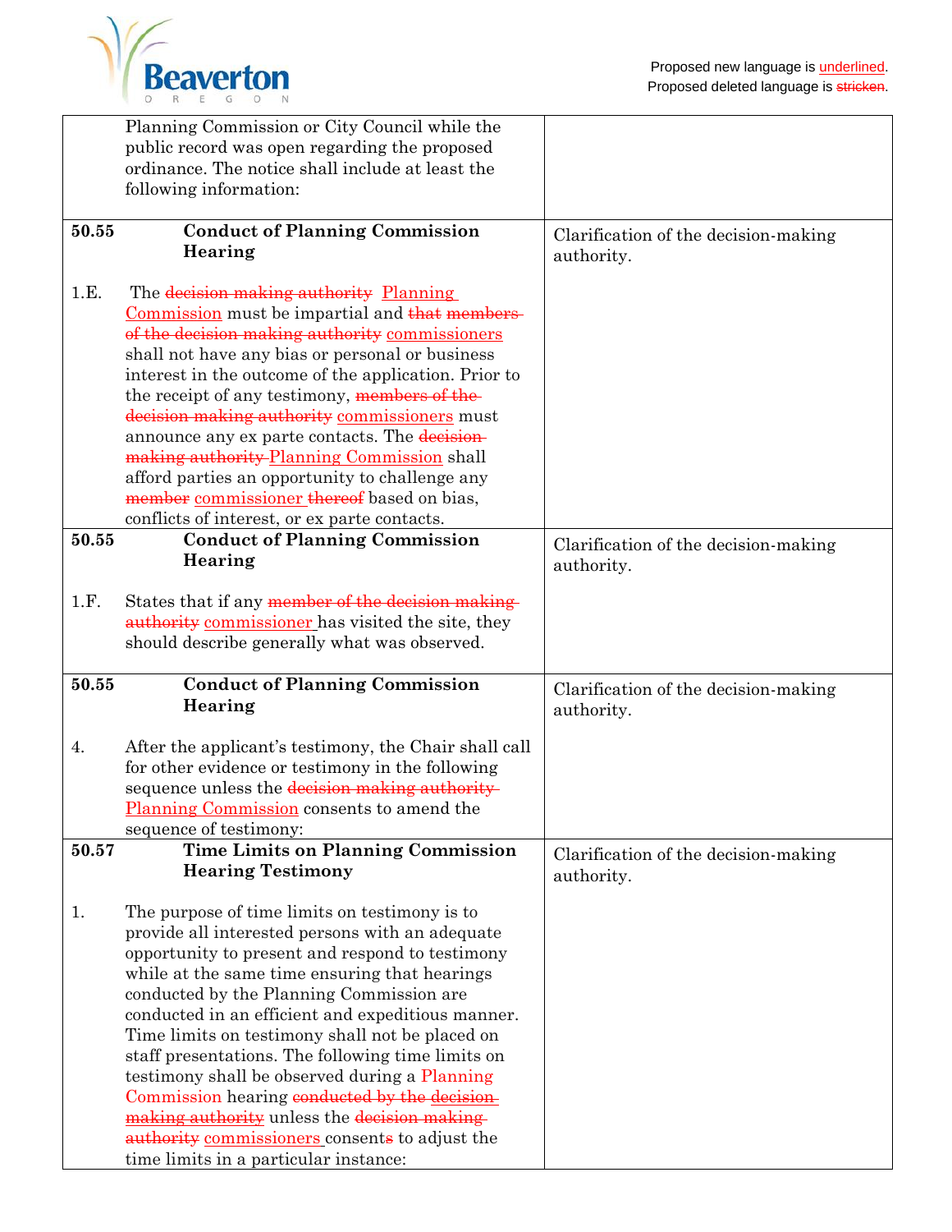Proposed new language is <u>underlined</u>.
Proposed deleted language is ~~stricken~~.

| | |
|---|---|
| Planning Commission or City Council while the public record was open regarding the proposed ordinance. The notice shall include at least the following information: | |
| **50.55 Conduct of Planning Commission Hearing**<br><br>1.E. The ~~decision making authority~~ <u>Planning Commission</u> must be impartial and ~~that members of the decision making authority~~ <u>commissioners</u> shall not have any bias or personal or business interest in the outcome of the application. Prior to the receipt of any testimony, ~~members of the decision making authority~~ <u>commissioners</u> must announce any ex parte contacts. The ~~decision making authority~~ <u>Planning Commission</u> shall afford parties an opportunity to challenge any ~~member~~ <u>commissioner</u> ~~thereof~~ based on bias, conflicts of interest, or ex parte contacts. | Clarification of the decision-making authority. |
| **50.55 Conduct of Planning Commission Hearing**<br><br>1.F. States that if any ~~member of the decision making authority~~ <u>commissioner</u> has visited the site, they should describe generally what was observed. | Clarification of the decision-making authority. |
| **50.55 Conduct of Planning Commission Hearing**<br><br>4. After the applicant's testimony, the Chair shall call for other evidence or testimony in the following sequence unless the ~~decision making authority~~ <u>Planning Commission</u> consents to amend the sequence of testimony: | Clarification of the decision-making authority. |
| **50.57 Time Limits on Planning Commission Hearing Testimony**<br><br>1. The purpose of time limits on testimony is to provide all interested persons with an adequate opportunity to present and respond to testimony while at the same time ensuring that hearings conducted by the Planning Commission are conducted in an efficient and expeditious manner. Time limits on testimony shall not be placed on staff presentations. The following time limits on testimony shall be observed during a Planning Commission hearing ~~conducted by the decision making authority~~ unless the ~~decision making authority~~ <u>commissioners</u> consent~~s~~ to adjust the time limits in a particular instance: | Clarification of the decision-making authority. |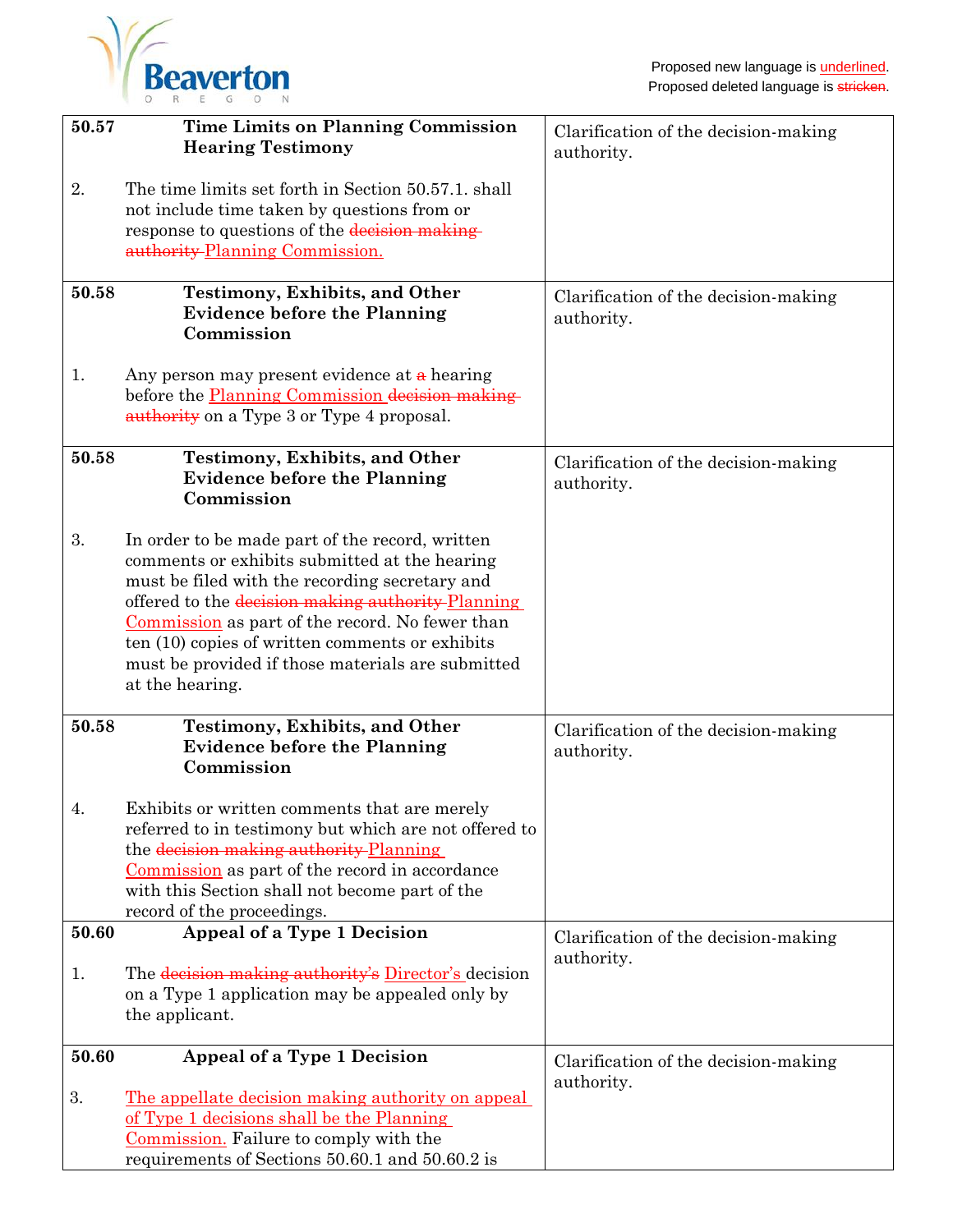Proposed new language is <u>underlined</u>.
Proposed deleted language is ~~stricken~~.

| | |
|---|---|
| **50.57 Time Limits on Planning Commission Hearing Testimony**<br><br>2. The time limits set forth in Section 50.57.1. shall not include time taken by questions from or response to questions of the ~~decision making authority~~ <u>Planning Commission.</u> | Clarification of the decision-making authority. |
| **50.58 Testimony, Exhibits, and Other Evidence before the Planning Commission**<br><br>1. Any person may present evidence at ~~a~~ hearing before the <u>Planning Commission</u> ~~decision making authority~~ on a Type 3 or Type 4 proposal. | Clarification of the decision-making authority. |
| **50.58 Testimony, Exhibits, and Other Evidence before the Planning Commission**<br><br>3. In order to be made part of the record, written comments or exhibits submitted at the hearing must be filed with the recording secretary and offered to the ~~decision making authority~~ <u>Planning Commission</u> as part of the record. No fewer than ten (10) copies of written comments or exhibits must be provided if those materials are submitted at the hearing. | Clarification of the decision-making authority. |
| **50.58 Testimony, Exhibits, and Other Evidence before the Planning Commission**<br><br>4. Exhibits or written comments that are merely referred to in testimony but which are not offered to the ~~decision making authority~~ <u>Planning Commission</u> as part of the record in accordance with this Section shall not become part of the record of the proceedings. | Clarification of the decision-making authority. |
| **50.60 Appeal of a Type 1 Decision**<br><br>1. The ~~decision making authority's~~ <u>Director's</u> decision on a Type 1 application may be appealed only by the applicant. | Clarification of the decision-making authority. |
| **50.60 Appeal of a Type 1 Decision**<br><br>3. <u>The appellate decision making authority on appeal of Type 1 decisions shall be the Planning Commission.</u> Failure to comply with the requirements of Sections 50.60.1 and 50.60.2 is | Clarification of the decision-making authority. |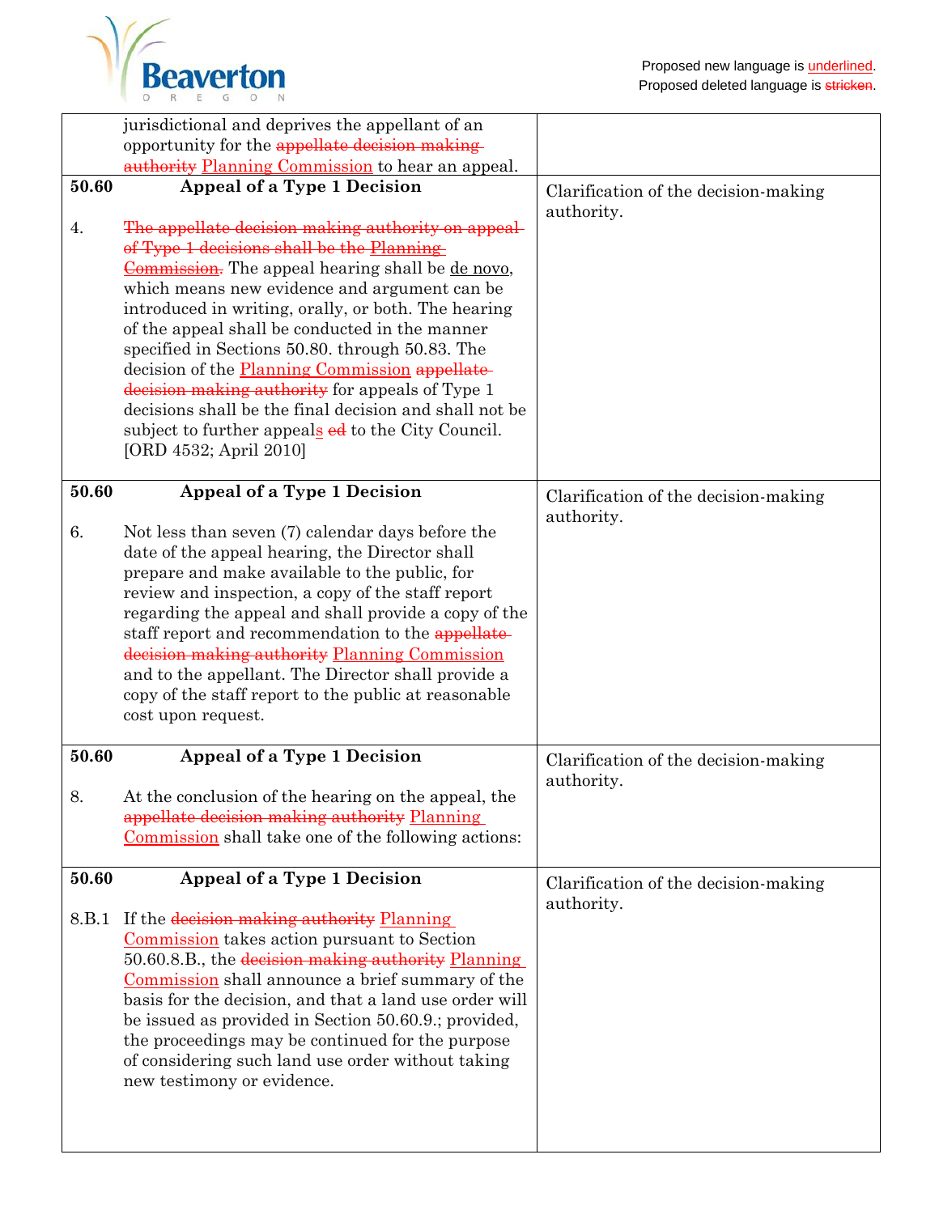Proposed new language is <u>underlined</u>.
Proposed deleted language is ~~stricken~~.

| | |
|---|---|
| jurisdictional and deprives the appellant of an opportunity for the ~~appellate decision making authority~~ <u>Planning Commission</u> to hear an appeal. | |
| **50.60 Appeal of a Type 1 Decision**<br><br>4. ~~The appellate decision making authority on appeal of Type 1 decisions shall be the Planning Commission.~~ The appeal hearing shall be <u>de novo</u>, which means new evidence and argument can be introduced in writing, orally, or both. The hearing of the appeal shall be conducted in the manner specified in Sections 50.80. through 50.83. The decision of the <u>Planning Commission</u> ~~appellate decision making authority~~ for appeals of Type 1 decisions shall be the final decision and shall not be subject to further appeal<u>s</u> ~~ed~~ to the City Council. [ORD 4532; April 2010] | Clarification of the decision-making authority. |
| **50.60 Appeal of a Type 1 Decision**<br><br>6. Not less than seven (7) calendar days before the date of the appeal hearing, the Director shall prepare and make available to the public, for review and inspection, a copy of the staff report regarding the appeal and shall provide a copy of the staff report and recommendation to the ~~appellate decision making authority~~ <u>Planning Commission</u> and to the appellant. The Director shall provide a copy of the staff report to the public at reasonable cost upon request. | Clarification of the decision-making authority. |
| **50.60 Appeal of a Type 1 Decision**<br><br>8. At the conclusion of the hearing on the appeal, the ~~appellate decision making authority~~ <u>Planning Commission</u> shall take one of the following actions: | Clarification of the decision-making authority. |
| **50.60 Appeal of a Type 1 Decision**<br><br>8.B.1 If the ~~decision making authority~~ <u>Planning Commission</u> takes action pursuant to Section 50.60.8.B., the ~~decision making authority~~ <u>Planning Commission</u> shall announce a brief summary of the basis for the decision, and that a land use order will be issued as provided in Section 50.60.9.; provided, the proceedings may be continued for the purpose of considering such land use order without taking new testimony or evidence. | Clarification of the decision-making authority. |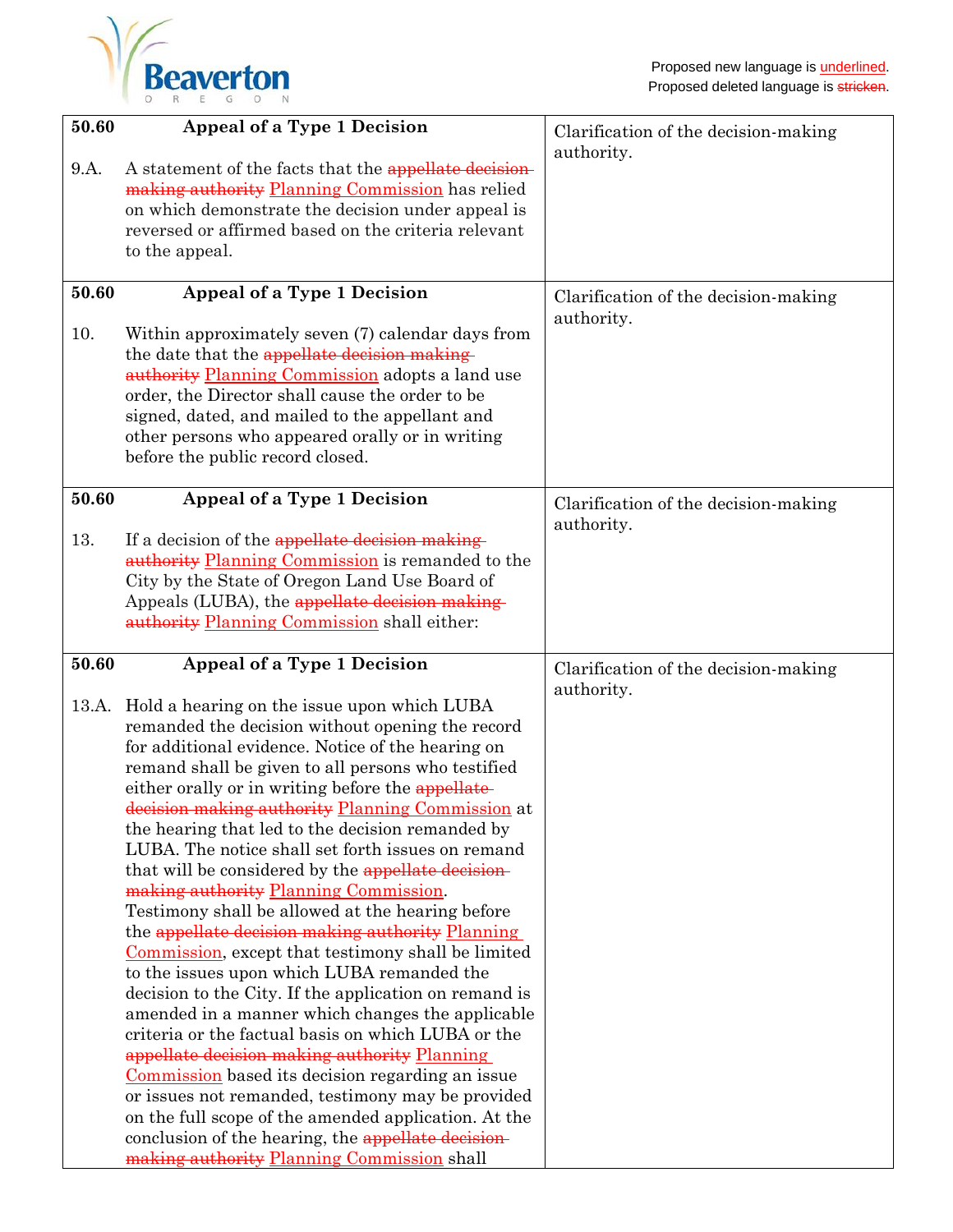Proposed new language is <u>underlined</u>.
Proposed deleted language is ~~stricken~~.

| | |
|---|---|
| **50.60 Appeal of a Type 1 Decision**<br><br>9.A. A statement of the facts that the ~~appellate decision making authority~~ <u>Planning Commission</u> has relied on which demonstrate the decision under appeal is reversed or affirmed based on the criteria relevant to the appeal. | Clarification of the decision-making authority. |
| **50.60 Appeal of a Type 1 Decision**<br><br>10. Within approximately seven (7) calendar days from the date that the ~~appellate decision making authority~~ <u>Planning Commission</u> adopts a land use order, the Director shall cause the order to be signed, dated, and mailed to the appellant and other persons who appeared orally or in writing before the public record closed. | Clarification of the decision-making authority. |
| **50.60 Appeal of a Type 1 Decision**<br><br>13. If a decision of the ~~appellate decision making authority~~ <u>Planning Commission</u> is remanded to the City by the State of Oregon Land Use Board of Appeals (LUBA), the ~~appellate decision making authority~~ <u>Planning Commission</u> shall either: | Clarification of the decision-making authority. |
| **50.60 Appeal of a Type 1 Decision**<br><br>13.A. Hold a hearing on the issue upon which LUBA remanded the decision without opening the record for additional evidence. Notice of the hearing on remand shall be given to all persons who testified either orally or in writing before the ~~appellate decision making authority~~ <u>Planning Commission</u> at the hearing that led to the decision remanded by LUBA. The notice shall set forth issues on remand that will be considered by the ~~appellate decision making authority~~ <u>Planning Commission</u>. Testimony shall be allowed at the hearing before the ~~appellate decision making authority~~ <u>Planning Commission</u>, except that testimony shall be limited to the issues upon which LUBA remanded the decision to the City. If the application on remand is amended in a manner which changes the applicable criteria or the factual basis on which LUBA or the ~~appellate decision making authority~~ <u>Planning Commission</u> based its decision regarding an issue or issues not remanded, testimony may be provided on the full scope of the amended application. At the conclusion of the hearing, the ~~appellate decision making authority~~ <u>Planning Commission</u> shall | Clarification of the decision-making authority. |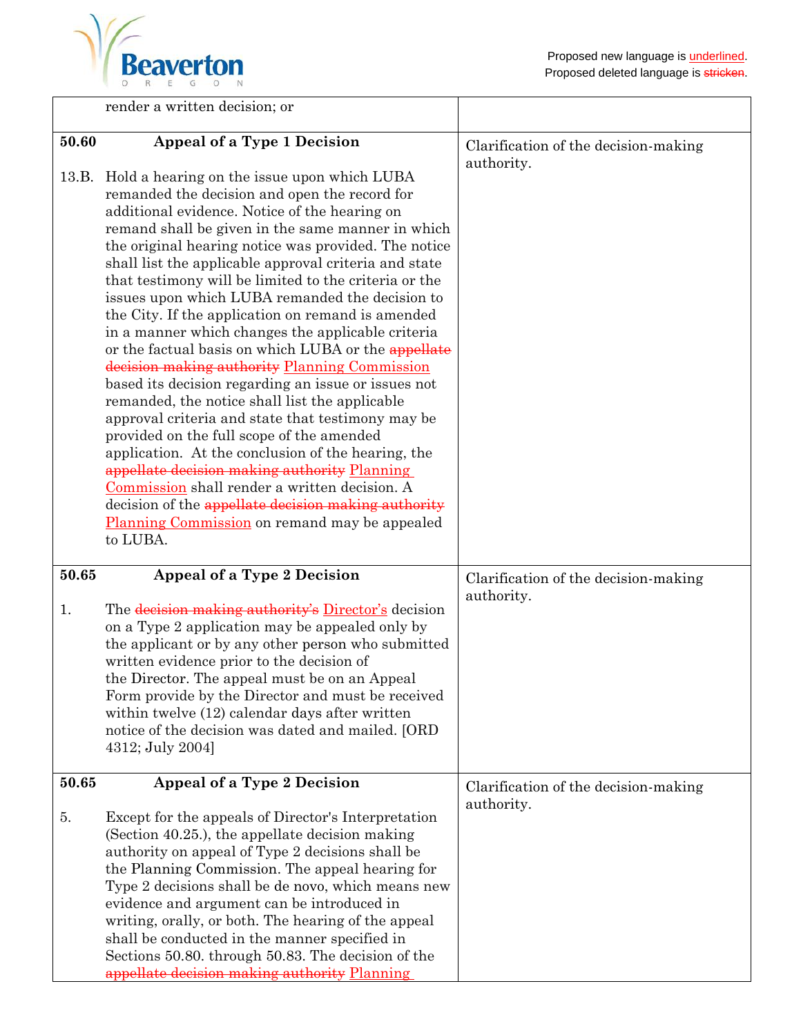Proposed new language is <u>underlined</u>.
Proposed deleted language is ~~stricken~~.

| | |
|---|---|
| render a written decision; or | |
| **50.60 Appeal of a Type 1 Decision**<br><br>13.B. Hold a hearing on the issue upon which LUBA remanded the decision and open the record for additional evidence. Notice of the hearing on remand shall be given in the same manner in which the original hearing notice was provided. The notice shall list the applicable approval criteria and state that testimony will be limited to the criteria or the issues upon which LUBA remanded the decision to the City. If the application on remand is amended in a manner which changes the applicable criteria or the factual basis on which LUBA or the ~~appellate decision making authority~~ <u>Planning Commission</u> based its decision regarding an issue or issues not remanded, the notice shall list the applicable approval criteria and state that testimony may be provided on the full scope of the amended application. At the conclusion of the hearing, the ~~appellate decision making authority~~ <u>Planning Commission</u> shall render a written decision. A decision of the ~~appellate decision making authority~~ <u>Planning Commission</u> on remand may be appealed to LUBA. | Clarification of the decision-making authority. |
| **50.65 Appeal of a Type 2 Decision**<br><br>1. The ~~decision making authority's~~ <u>Director's</u> decision on a Type 2 application may be appealed only by the applicant or by any other person who submitted written evidence prior to the decision of the Director. The appeal must be on an Appeal Form provide by the Director and must be received within twelve (12) calendar days after written notice of the decision was dated and mailed. [ORD 4312; July 2004] | Clarification of the decision-making authority. |
| **50.65 Appeal of a Type 2 Decision**<br><br>5. Except for the appeals of Director's Interpretation (Section 40.25.), the appellate decision making authority on appeal of Type 2 decisions shall be the Planning Commission. The appeal hearing for Type 2 decisions shall be de novo, which means new evidence and argument can be introduced in writing, orally, or both. The hearing of the appeal shall be conducted in the manner specified in Sections 50.80. through 50.83. The decision of the ~~appellate decision making authority~~ <u>Planning</u> | Clarification of the decision-making authority. |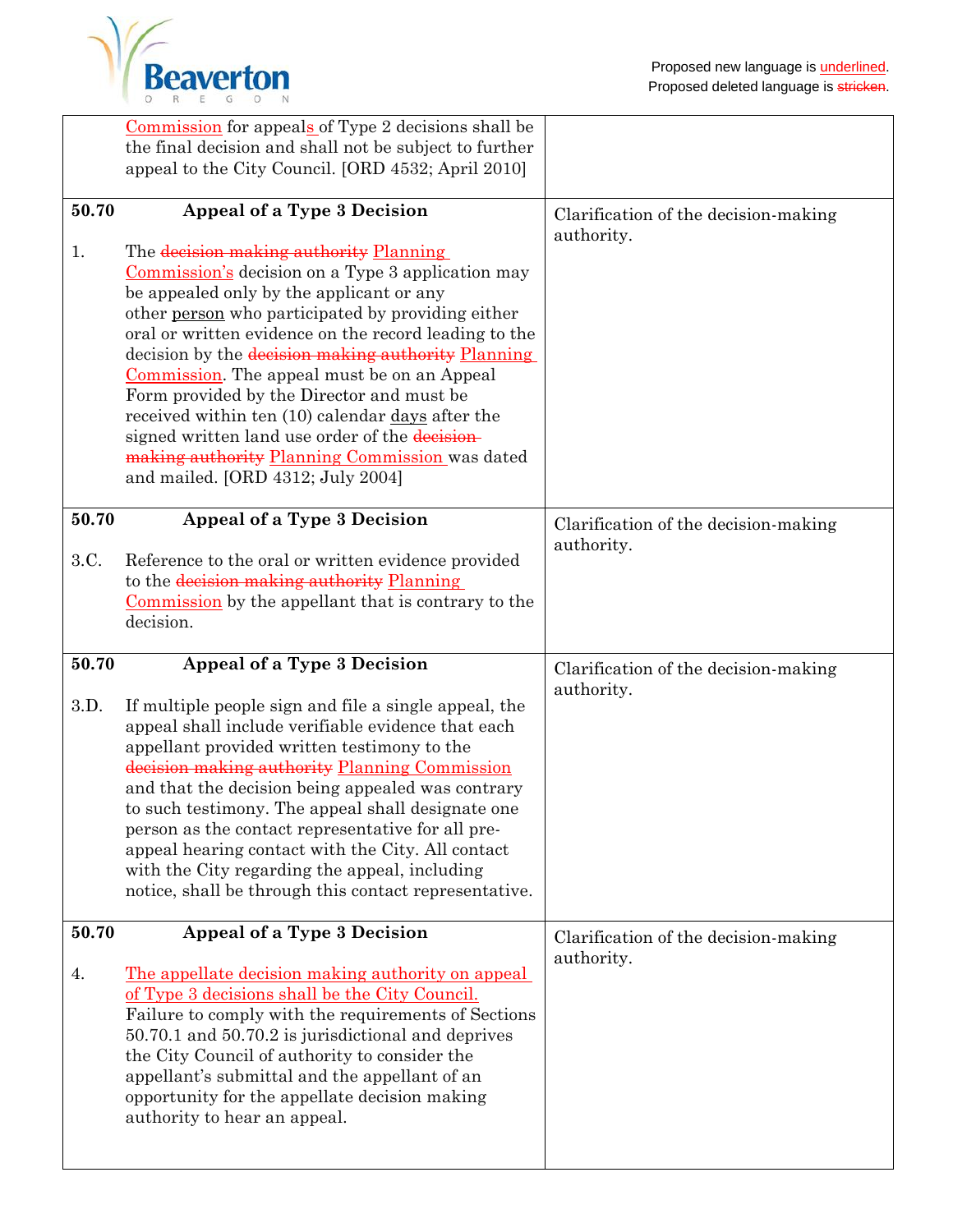Proposed new language is <u>underlined</u>.
Proposed deleted language is ~~stricken~~.

| | |
|---|---|
| <u>Commission</u> for appeal<u>s</u> of Type 2 decisions shall be the final decision and shall not be subject to further appeal to the City Council. [ORD 4532; April 2010] | |
| **50.70 Appeal of a Type 3 Decision**<br><br>1. The ~~decision making authority~~ <u>Planning Commission's</u> decision on a Type 3 application may be appealed only by the applicant or any other <u>person</u> who participated by providing either oral or written evidence on the record leading to the decision by the ~~decision making authority~~ <u>Planning Commission</u>. The appeal must be on an Appeal Form provided by the Director and must be received within ten (10) calendar <u>days</u> after the signed written land use order of the ~~decision making authority~~ <u>Planning Commission</u> was dated and mailed. [ORD 4312; July 2004] | Clarification of the decision-making authority. |
| **50.70 Appeal of a Type 3 Decision**<br><br>3.C. Reference to the oral or written evidence provided to the ~~decision making authority~~ <u>Planning Commission</u> by the appellant that is contrary to the decision. | Clarification of the decision-making authority. |
| **50.70 Appeal of a Type 3 Decision**<br><br>3.D. If multiple people sign and file a single appeal, the appeal shall include verifiable evidence that each appellant provided written testimony to the ~~decision making authority~~ <u>Planning Commission</u> and that the decision being appealed was contrary to such testimony. The appeal shall designate one person as the contact representative for all pre-appeal hearing contact with the City. All contact with the City regarding the appeal, including notice, shall be through this contact representative. | Clarification of the decision-making authority. |
| **50.70 Appeal of a Type 3 Decision**<br><br>4. <u>The appellate decision making authority on appeal of Type 3 decisions shall be the City Council.</u> Failure to comply with the requirements of Sections 50.70.1 and 50.70.2 is jurisdictional and deprives the City Council of authority to consider the appellant's submittal and the appellant of an opportunity for the appellate decision making authority to hear an appeal. | Clarification of the decision-making authority. |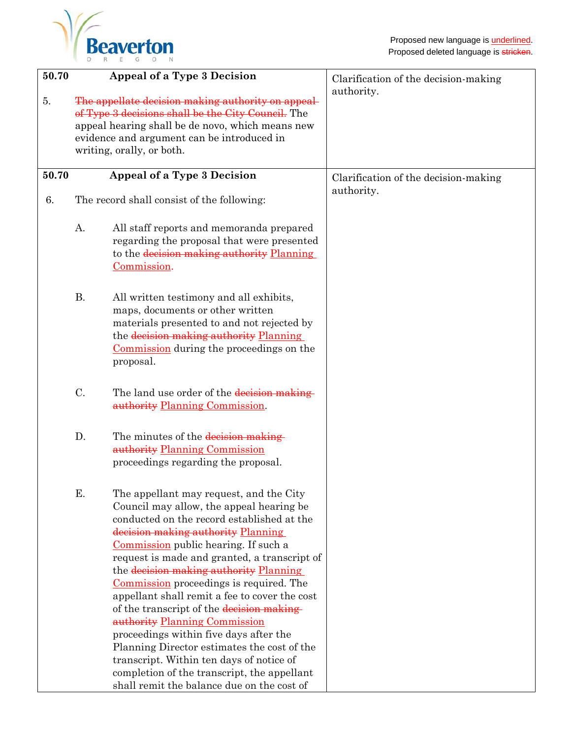Proposed new language is <u>underlined</u>.
Proposed deleted language is ~~stricken~~.

| | |
|---|---|
| **50.70 Appeal of a Type 3 Decision**<br><br>5. ~~The appellate decision making authority on appeal of Type 3 decisions shall be the City Council.~~ The appeal hearing shall be de novo, which means new evidence and argument can be introduced in writing, orally, or both. | Clarification of the decision-making authority. |
| **50.70 Appeal of a Type 3 Decision**<br><br>6. The record shall consist of the following:<br><br>A. All staff reports and memoranda prepared regarding the proposal that were presented to the ~~decision making authority~~ <u>Planning Commission</u>.<br><br>B. All written testimony and all exhibits, maps, documents or other written materials presented to and not rejected by the ~~decision making authority~~ <u>Planning Commission</u> during the proceedings on the proposal.<br><br>C. The land use order of the ~~decision making authority~~ <u>Planning Commission</u>.<br><br>D. The minutes of the ~~decision making authority~~ <u>Planning Commission</u> proceedings regarding the proposal.<br><br>E. The appellant may request, and the City Council may allow, the appeal hearing be conducted on the record established at the ~~decision making authority~~ <u>Planning Commission</u> public hearing. If such a request is made and granted, a transcript of the ~~decision making authority~~ <u>Planning Commission</u> proceedings is required. The appellant shall remit a fee to cover the cost of the transcript of the ~~decision making authority~~ <u>Planning Commission</u> proceedings within five days after the Planning Director estimates the cost of the transcript. Within ten days of notice of completion of the transcript, the appellant shall remit the balance due on the cost of | Clarification of the decision-making authority. |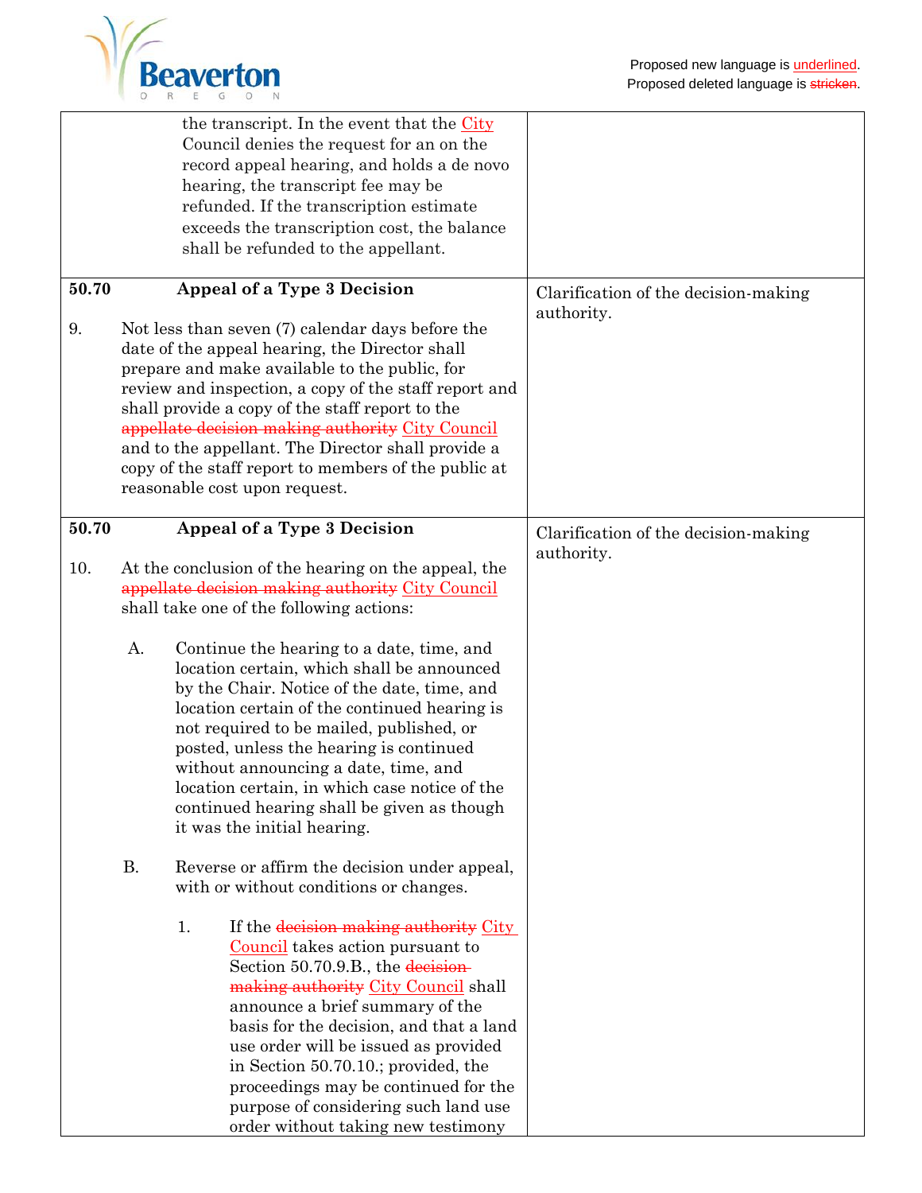Proposed new language is <u>underlined</u>.
Proposed deleted language is ~~stricken~~.

| | |
|---|---|
| the transcript. In the event that the <u>City</u> Council denies the request for an on the record appeal hearing, and holds a de novo hearing, the transcript fee may be refunded. If the transcription estimate exceeds the transcription cost, the balance shall be refunded to the appellant. | |
| **50.70 Appeal of a Type 3 Decision**<br><br>9. Not less than seven (7) calendar days before the date of the appeal hearing, the Director shall prepare and make available to the public, for review and inspection, a copy of the staff report and shall provide a copy of the staff report to the ~~appellate decision making authority~~ <u>City Council</u> and to the appellant. The Director shall provide a copy of the staff report to members of the public at reasonable cost upon request. | Clarification of the decision-making authority. |
| **50.70 Appeal of a Type 3 Decision**<br><br>10. At the conclusion of the hearing on the appeal, the ~~appellate decision making authority~~ <u>City Council</u> shall take one of the following actions:<br><br>A. Continue the hearing to a date, time, and location certain, which shall be announced by the Chair. Notice of the date, time, and location certain of the continued hearing is not required to be mailed, published, or posted, unless the hearing is continued without announcing a date, time, and location certain, in which case notice of the continued hearing shall be given as though it was the initial hearing.<br><br>B. Reverse or affirm the decision under appeal, with or without conditions or changes.<br><br>1. If the ~~decision making authority~~ <u>City Council</u> takes action pursuant to Section 50.70.9.B., the ~~decision making authority~~ <u>City Council</u> shall announce a brief summary of the basis for the decision, and that a land use order will be issued as provided in Section 50.70.10.; provided, the proceedings may be continued for the purpose of considering such land use order without taking new testimony | Clarification of the decision-making authority. |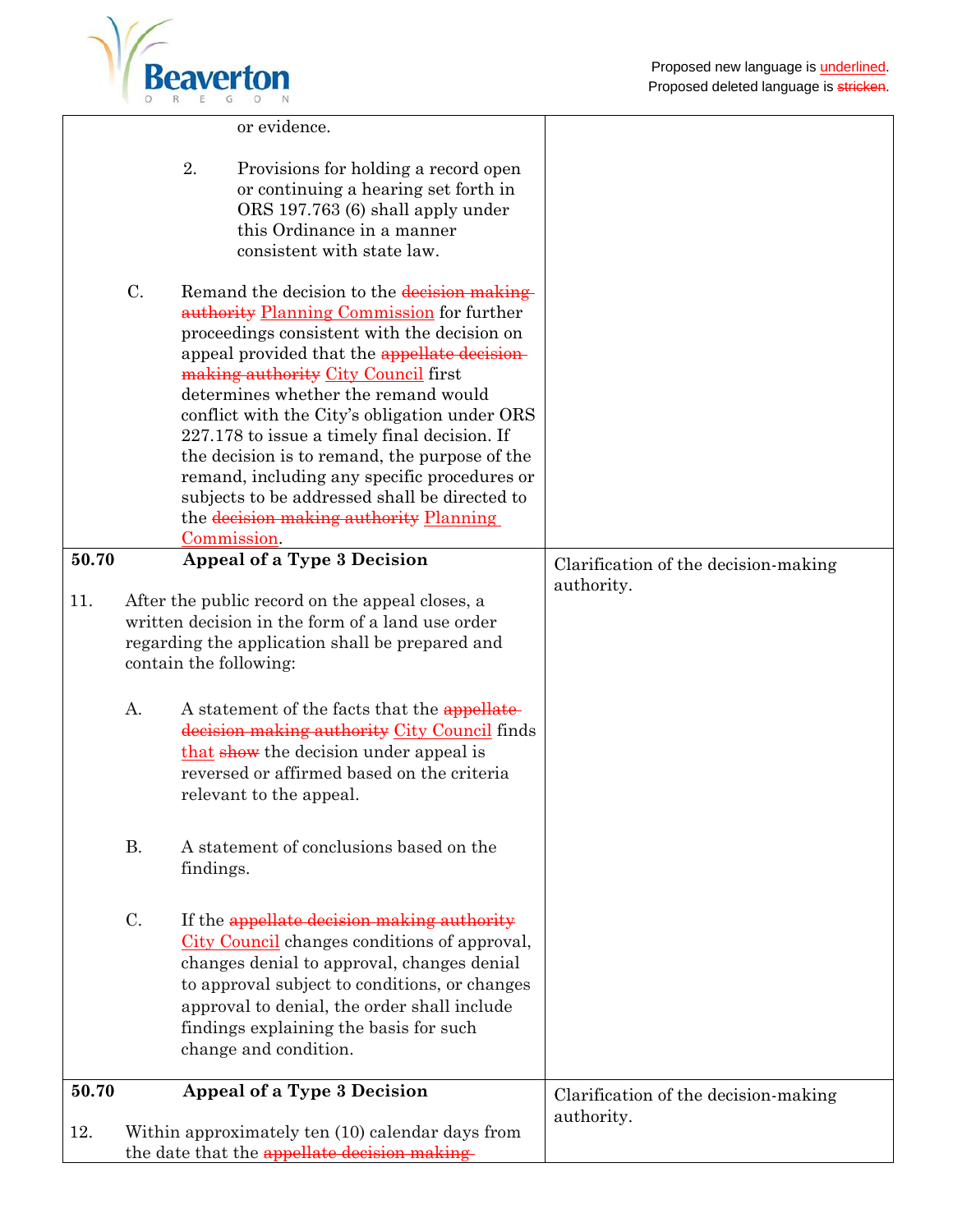Proposed new language is underlined.
Proposed deleted language is ~~stricken~~.

| | |
|---|---|
| or evidence.<br><br>2. Provisions for holding a record open or continuing a hearing set forth in ORS 197.763 (6) shall apply under this Ordinance in a manner consistent with state law.<br><br>C. Remand the decision to the ~~decision making authority~~ <u>Planning Commission</u> for further proceedings consistent with the decision on appeal provided that the ~~appellate decision making authority~~ <u>City Council</u> first determines whether the remand would conflict with the City's obligation under ORS 227.178 to issue a timely final decision. If the decision is to remand, the purpose of the remand, including any specific procedures or subjects to be addressed shall be directed to the ~~decision making authority~~ <u>Planning Commission</u>. | |
| **50.70 Appeal of a Type 3 Decision**<br><br>11. After the public record on the appeal closes, a written decision in the form of a land use order regarding the application shall be prepared and contain the following:<br><br>A. A statement of the facts that the ~~appellate decision making authority~~ <u>City Council</u> finds <u>that</u> ~~show~~ the decision under appeal is reversed or affirmed based on the criteria relevant to the appeal.<br><br>B. A statement of conclusions based on the findings.<br><br>C. If the ~~appellate decision making authority~~ <u>City Council</u> changes conditions of approval, changes denial to approval, changes denial to approval subject to conditions, or changes approval to denial, the order shall include findings explaining the basis for such change and condition. | Clarification of the decision-making authority. |
| **50.70 Appeal of a Type 3 Decision**<br><br>12. Within approximately ten (10) calendar days from the date that the ~~appellate decision making~~ | Clarification of the decision-making authority. |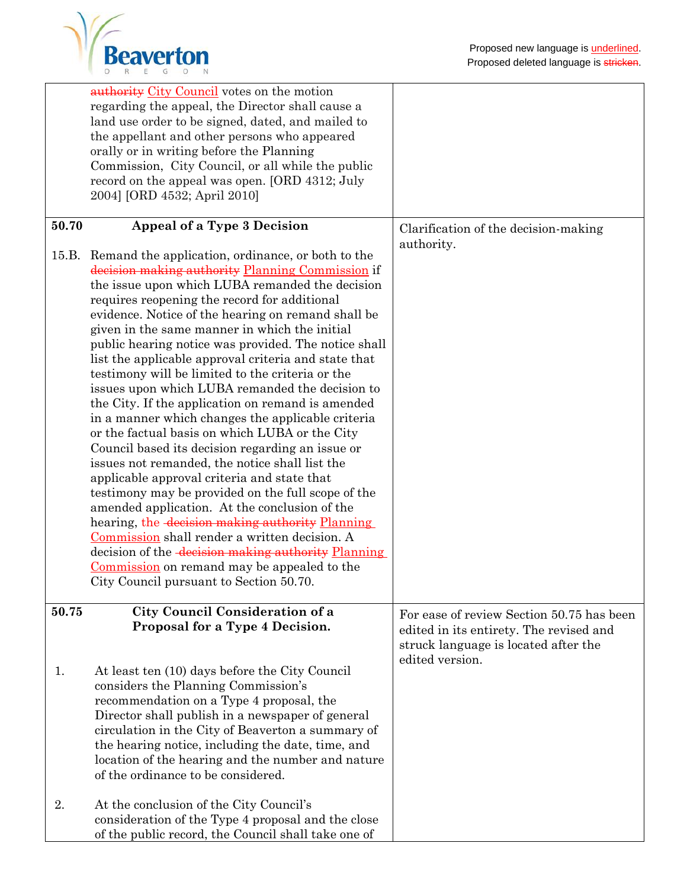Proposed new language is underlined.
Proposed deleted language is ~~stricken~~.

| | |
|---|---|
| ~~authority~~ City Council votes on the motion regarding the appeal, the Director shall cause a land use order to be signed, dated, and mailed to the appellant and other persons who appeared orally or in writing before the Planning Commission, City Council, or all while the public record on the appeal was open. [ORD 4312; July 2004] [ORD 4532; April 2010] | |
| **50.70 Appeal of a Type 3 Decision**<br><br>15.B. Remand the application, ordinance, or both to the ~~decision making authority~~ Planning Commission if the issue upon which LUBA remanded the decision requires reopening the record for additional evidence. Notice of the hearing on remand shall be given in the same manner in which the initial public hearing notice was provided. The notice shall list the applicable approval criteria and state that testimony will be limited to the criteria or the issues upon which LUBA remanded the decision to the City. If the application on remand is amended in a manner which changes the applicable criteria or the factual basis on which LUBA or the City Council based its decision regarding an issue or issues not remanded, the notice shall list the applicable approval criteria and state that testimony may be provided on the full scope of the amended application. At the conclusion of the hearing, the ~~decision making authority~~ Planning Commission shall render a written decision. A decision of the ~~decision making authority~~ Planning Commission on remand may be appealed to the City Council pursuant to Section 50.70. | Clarification of the decision-making authority. |
| **50.75 City Council Consideration of a Proposal for a Type 4 Decision.**<br><br>1. At least ten (10) days before the City Council considers the Planning Commission's recommendation on a Type 4 proposal, the Director shall publish in a newspaper of general circulation in the City of Beaverton a summary of the hearing notice, including the date, time, and location of the hearing and the number and nature of the ordinance to be considered.<br><br>2. At the conclusion of the City Council's consideration of the Type 4 proposal and the close of the public record, the Council shall take one of | For ease of review Section 50.75 has been edited in its entirety. The revised and struck language is located after the edited version. |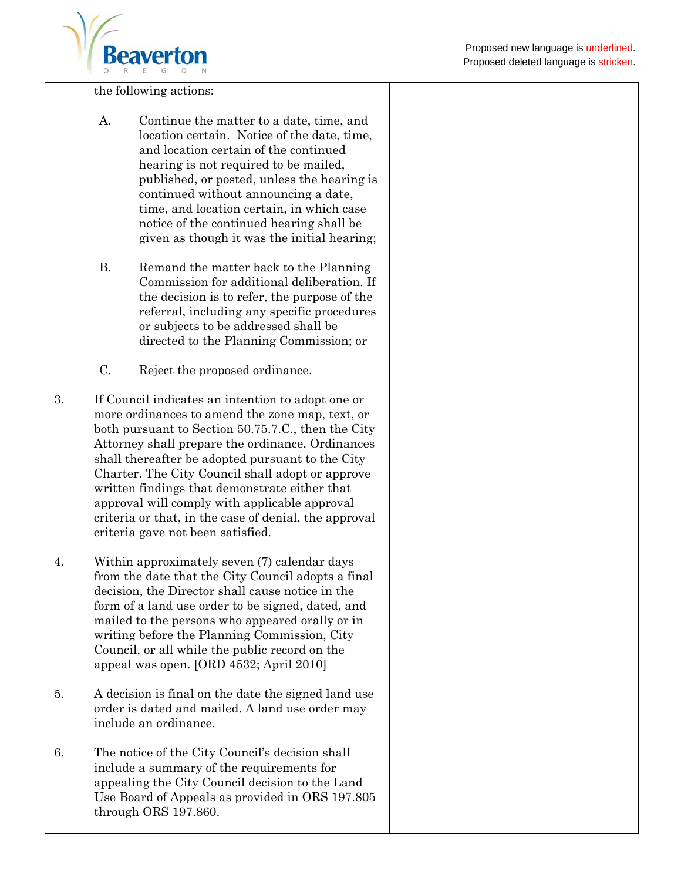Proposed new language is underlined.
Proposed deleted language is ~~stricken~~.

| | |
|---|---|
| the following actions:<br><br>A. Continue the matter to a date, time, and location certain. Notice of the date, time, and location certain of the continued hearing is not required to be mailed, published, or posted, unless the hearing is continued without announcing a date, time, and location certain, in which case notice of the continued hearing shall be given as though it was the initial hearing;<br><br>B. Remand the matter back to the Planning Commission for additional deliberation. If the decision is to refer, the purpose of the referral, including any specific procedures or subjects to be addressed shall be directed to the Planning Commission; or<br><br>C. Reject the proposed ordinance.<br><br>3. If Council indicates an intention to adopt one or more ordinances to amend the zone map, text, or both pursuant to Section 50.75.7.C., then the City Attorney shall prepare the ordinance. Ordinances shall thereafter be adopted pursuant to the City Charter. The City Council shall adopt or approve written findings that demonstrate either that approval will comply with applicable approval criteria or that, in the case of denial, the approval criteria gave not been satisfied.<br><br>4. Within approximately seven (7) calendar days from the date that the City Council adopts a final decision, the Director shall cause notice in the form of a land use order to be signed, dated, and mailed to the persons who appeared orally or in writing before the Planning Commission, City Council, or all while the public record on the appeal was open. [ORD 4532; April 2010]<br><br>5. A decision is final on the date the signed land use order is dated and mailed. A land use order may include an ordinance.<br><br>6. The notice of the City Council's decision shall include a summary of the requirements for appealing the City Council decision to the Land Use Board of Appeals as provided in ORS 197.805 through ORS 197.860. | |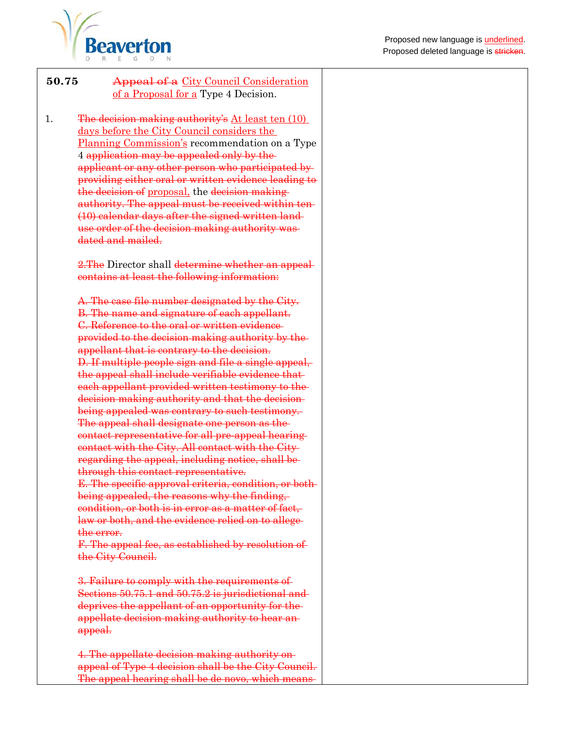Proposed new language is <u>underlined</u>.
Proposed deleted language is ~~stricken~~.

| | |
|---|---|
| **50.75** ~~Appeal of a~~ <u>City Council Consideration of a Proposal for a</u> Type 4 Decision.<br><br>1. ~~The decision making authority's~~ <u>At least ten (10) days before the City Council considers the Planning Commission's</u> recommendation on a Type 4 ~~application may be appealed only by the applicant or any other person who participated by providing either oral or written evidence leading to the decision of~~ <u>proposal,</u> the ~~decision making authority. The appeal must be received within ten (10) calendar days after the signed written land use order of the decision making authority was dated and mailed.~~<br><br>~~2.The~~ Director shall ~~determine whether an appeal contains at least the following information:~~<br><br>~~A. The case file number designated by the City.~~<br>~~B. The name and signature of each appellant.~~<br>~~C. Reference to the oral or written evidence provided to the decision making authority by the appellant that is contrary to the decision.~~<br>~~D. If multiple people sign and file a single appeal, the appeal shall include verifiable evidence that each appellant provided written testimony to the decision making authority and that the decision being appealed was contrary to such testimony. The appeal shall designate one person as the contact representative for all pre-appeal hearing contact with the City. All contact with the City regarding the appeal, including notice, shall be through this contact representative.~~<br>~~E. The specific approval criteria, condition, or both being appealed, the reasons why the finding, condition, or both is in error as a matter of fact, law or both, and the evidence relied on to allege the error.~~<br>~~F. The appeal fee, as established by resolution of the City Council.~~<br><br>~~3. Failure to comply with the requirements of Sections 50.75.1 and 50.75.2 is jurisdictional and deprives the appellant of an opportunity for the appellate decision making authority to hear an appeal.~~<br><br>~~4. The appellate decision making authority on appeal of Type 4 decision shall be the City Council. The appeal hearing shall be de novo, which means~~ | |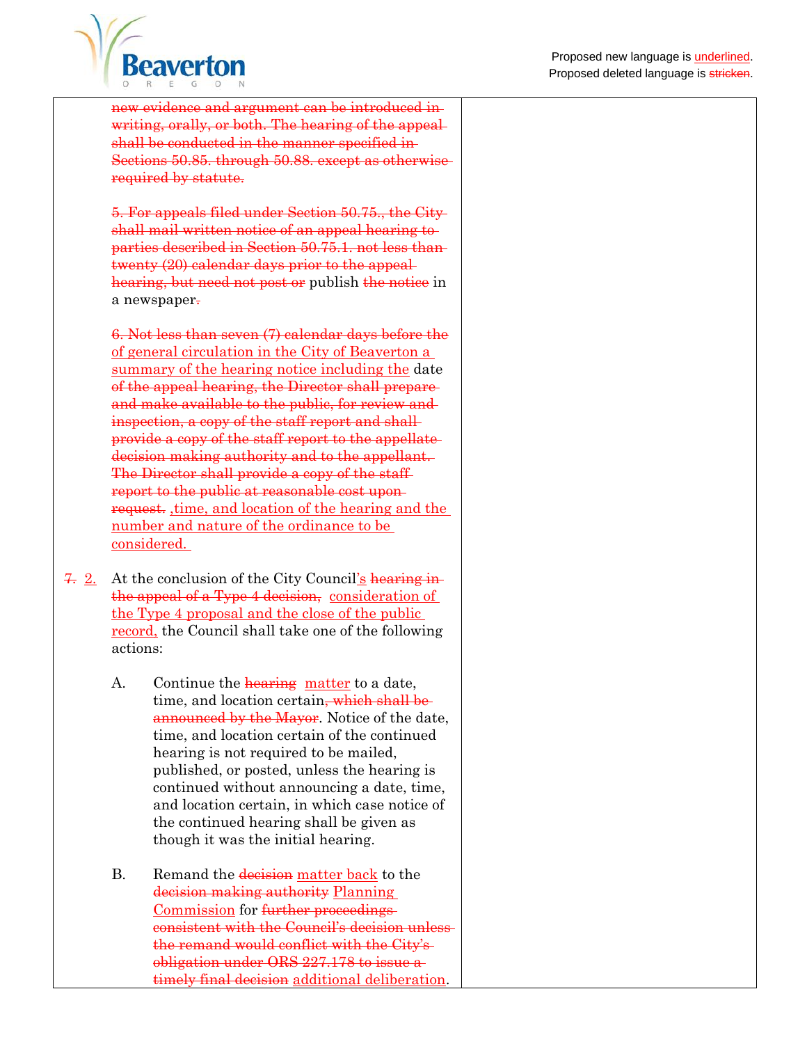Proposed new language is <u>underlined</u>.
Proposed deleted language is ~~stricken~~.

| | |
|---|---|
| ~~new evidence and argument can be introduced in writing, orally, or both. The hearing of the appeal shall be conducted in the manner specified in Sections 50.85. through 50.88. except as otherwise required by statute.~~<br><br>~~5. For appeals filed under Section 50.75., the City shall mail written notice of an appeal hearing to parties described in Section 50.75.1. not less than twenty (20) calendar days prior to the appeal hearing, but need not post or~~ publish ~~the notice~~ in a newspaper~~.~~<br><br>~~6. Not less than seven (7) calendar days before the~~ <u>of general circulation in the City of Beaverton a summary of the hearing notice including the</u> date ~~of the appeal hearing, the Director shall prepare and make available to the public, for review and inspection, a copy of the staff report and shall provide a copy of the staff report to the appellate decision making authority and to the appellant. The Director shall provide a copy of the staff report to the public at reasonable cost upon request.~~ <u>,time, and location of the hearing and the number and nature of the ordinance to be considered.</u><br><br>~~7.~~ <u>2.</u> At the conclusion of the City Council<u>'s</u> ~~hearing in the appeal of a Type 4 decision,~~ <u>consideration of the Type 4 proposal and the close of the public record,</u> the Council shall take one of the following actions:<br><br>A. Continue the ~~hearing~~ <u>matter</u> to a date, time, and location certain~~, which shall be announced by the Mayor~~. Notice of the date, time, and location certain of the continued hearing is not required to be mailed, published, or posted, unless the hearing is continued without announcing a date, time, and location certain, in which case notice of the continued hearing shall be given as though it was the initial hearing.<br><br>B. Remand the ~~decision~~ <u>matter back</u> to the ~~decision making authority~~ <u>Planning Commission</u> for ~~further proceedings consistent with the Council's decision unless the remand would conflict with the City's obligation under ORS 227.178 to issue a timely final decision~~ <u>additional deliberation</u>. | |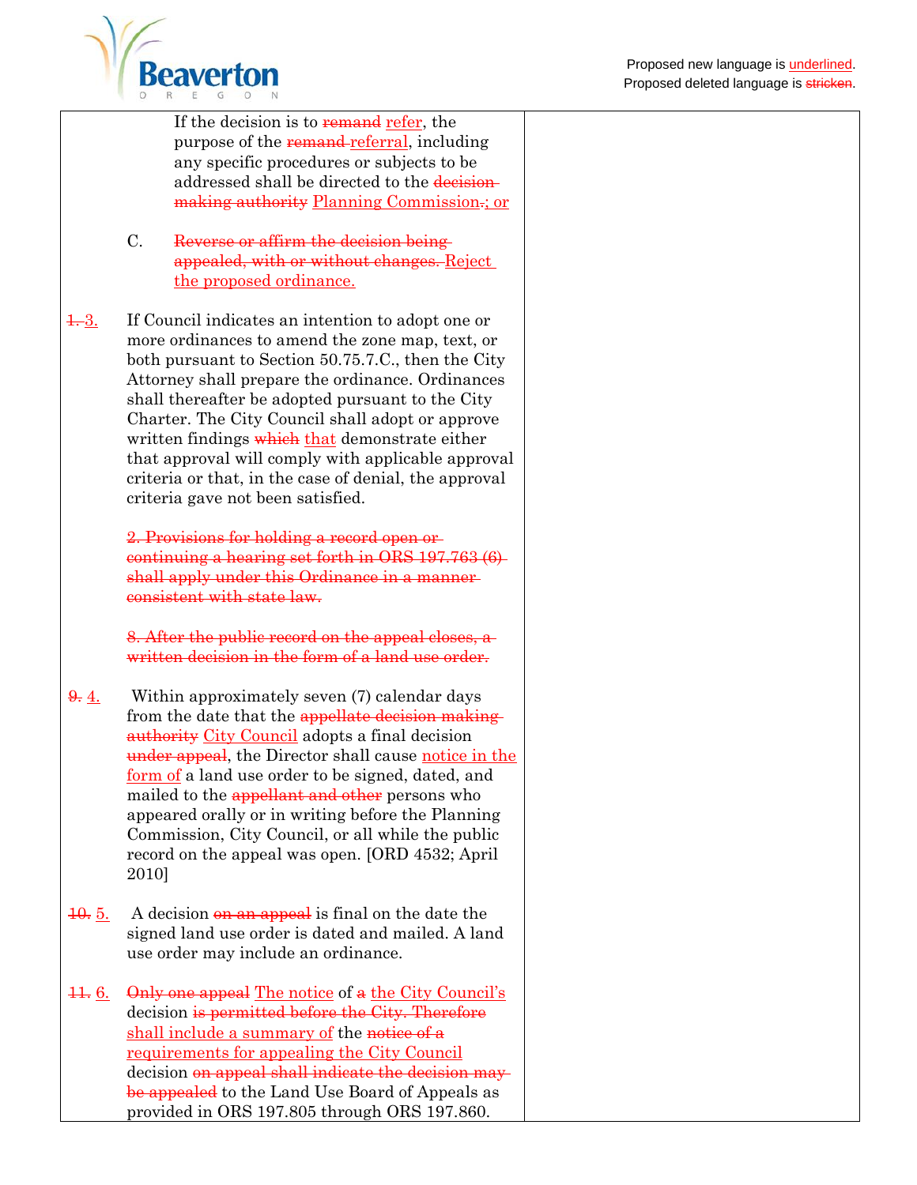Proposed new language is underlined.
Proposed deleted language is ~~stricken~~.

| | |
|---|---|
| If the decision is to ~~remand~~ <u>refer</u>, the purpose of the ~~remand~~ <u>referral</u>, including any specific procedures or subjects to be addressed shall be directed to the ~~decision-making authority~~ <u>Planning Commission</u>~~.; or~~<br><br>C. ~~Reverse or affirm the decision being appealed, with or without changes.~~ <u>Reject the proposed ordinance.</u><br><br>~~1.~~ <u>3.</u> If Council indicates an intention to adopt one or more ordinances to amend the zone map, text, or both pursuant to Section 50.75.7.C., then the City Attorney shall prepare the ordinance. Ordinances shall thereafter be adopted pursuant to the City Charter. The City Council shall adopt or approve written findings ~~which~~ <u>that</u> demonstrate either that approval will comply with applicable approval criteria or that, in the case of denial, the approval criteria gave not been satisfied.<br><br>~~2. Provisions for holding a record open or continuing a hearing set forth in ORS 197.763 (6) shall apply under this Ordinance in a manner consistent with state law.~~<br><br>~~8. After the public record on the appeal closes, a written decision in the form of a land use order.~~<br><br>~~9.~~ <u>4.</u> Within approximately seven (7) calendar days from the date that the ~~appellate decision making authority~~ <u>City Council</u> adopts a final decision ~~under appeal~~, the Director shall cause <u>notice in the form of</u> a land use order to be signed, dated, and mailed to the ~~appellant and other~~ persons who appeared orally or in writing before the Planning Commission, City Council, or all while the public record on the appeal was open. [ORD 4532; April 2010]<br><br>~~10.~~ <u>5.</u> A decision ~~on an appeal~~ is final on the date the signed land use order is dated and mailed. A land use order may include an ordinance.<br><br>~~11.~~ <u>6.</u> ~~Only one appeal~~ <u>The notice</u> of ~~a~~ <u>the City Council's</u> decision ~~is permitted before the City. Therefore~~ <u>shall include a summary of</u> the ~~notice of a~~ <u>requirements for appealing the City Council</u> decision ~~on appeal shall indicate the decision may be appealed~~ to the Land Use Board of Appeals as provided in ORS 197.805 through ORS 197.860. | |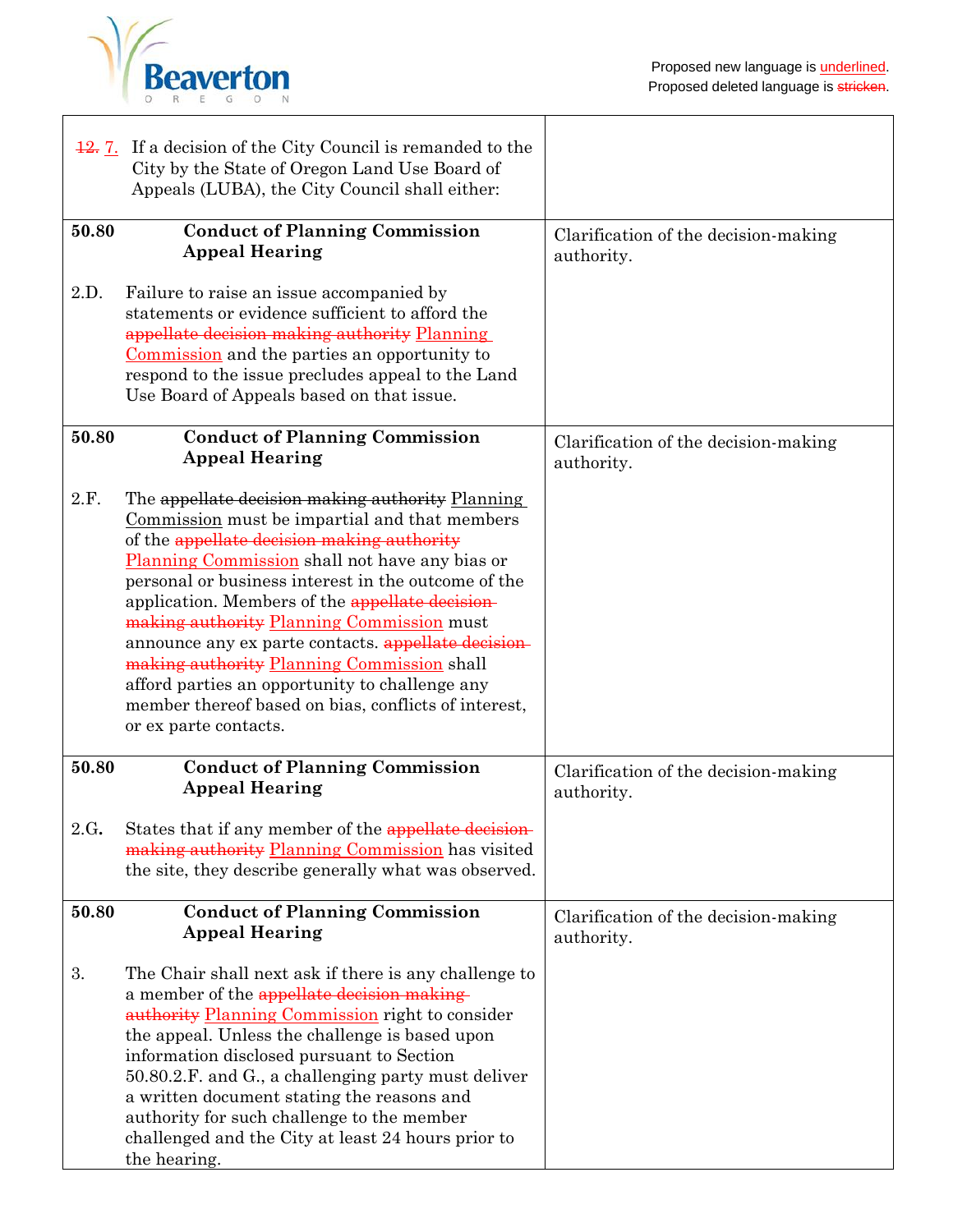Proposed new language is underlined.
Proposed deleted language is ~~stricken~~.

| | |
|---|---|
| ~~12.~~ 7. If a decision of the City Council is remanded to the City by the State of Oregon Land Use Board of Appeals (LUBA), the City Council shall either: | |
| **50.80 Conduct of Planning Commission Appeal Hearing**<br><br>2.D. Failure to raise an issue accompanied by statements or evidence sufficient to afford the ~~appellate decision making authority~~ Planning Commission and the parties an opportunity to respond to the issue precludes appeal to the Land Use Board of Appeals based on that issue. | Clarification of the decision-making authority. |
| **50.80 Conduct of Planning Commission Appeal Hearing**<br><br>2.F. The ~~appellate decision making authority~~ Planning Commission must be impartial and that members of the ~~appellate decision making authority~~ Planning Commission shall not have any bias or personal or business interest in the outcome of the application. Members of the ~~appellate decision making authority~~ Planning Commission must announce any ex parte contacts. ~~appellate decision making authority~~ Planning Commission shall afford parties an opportunity to challenge any member thereof based on bias, conflicts of interest, or ex parte contacts. | Clarification of the decision-making authority. |
| **50.80 Conduct of Planning Commission Appeal Hearing**<br><br>2.G. States that if any member of the ~~appellate decision making authority~~ Planning Commission has visited the site, they describe generally what was observed. | Clarification of the decision-making authority. |
| **50.80 Conduct of Planning Commission Appeal Hearing**<br><br>3. The Chair shall next ask if there is any challenge to a member of the ~~appellate decision making authority~~ Planning Commission right to consider the appeal. Unless the challenge is based upon information disclosed pursuant to Section 50.80.2.F. and G., a challenging party must deliver a written document stating the reasons and authority for such challenge to the member challenged and the City at least 24 hours prior to the hearing. | Clarification of the decision-making authority. |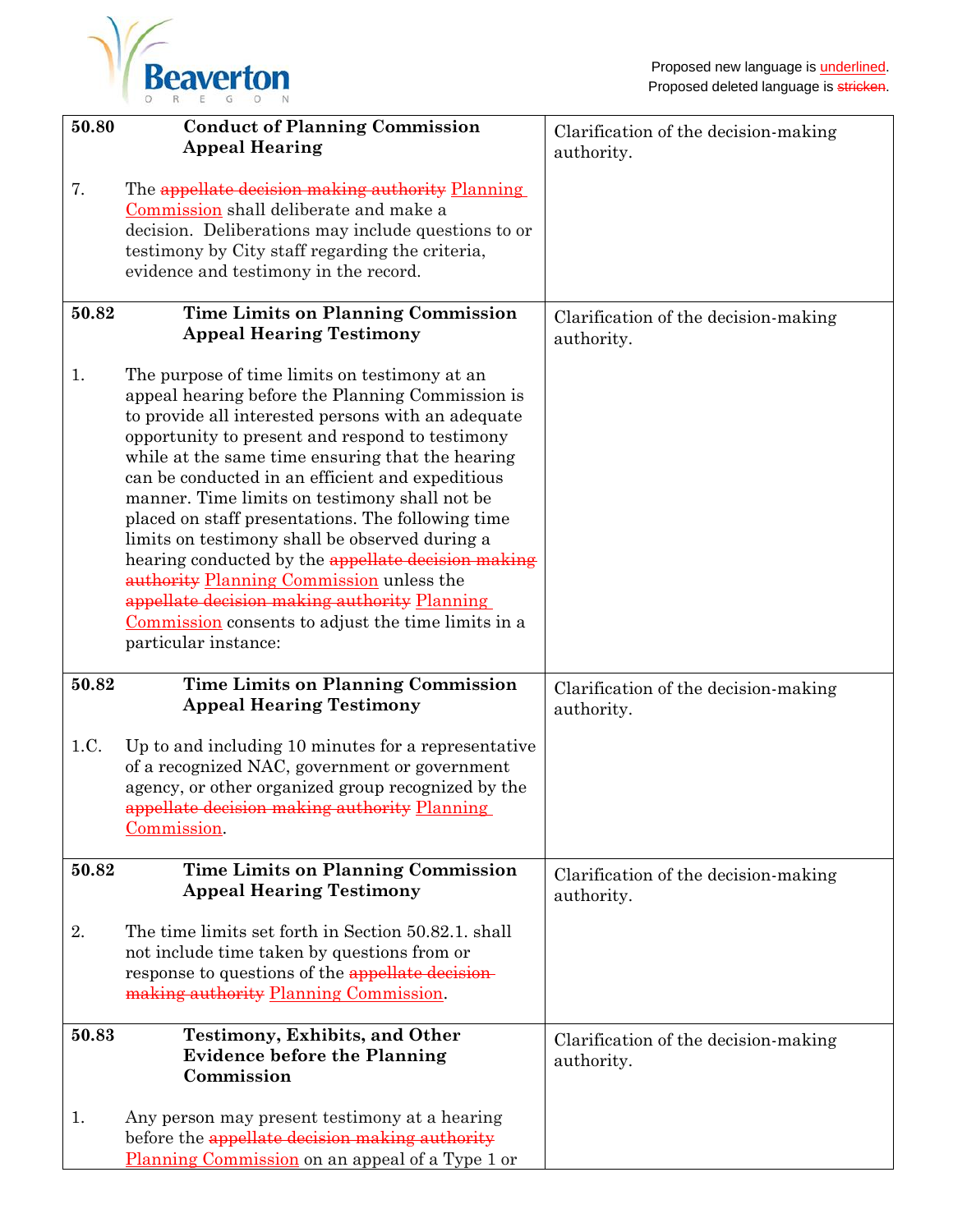Proposed new language is underlined.
Proposed deleted language is ~~stricken~~.

| | |
|---|---|
| **50.80 Conduct of Planning Commission Appeal Hearing**<br><br>7. The ~~appellate decision making authority~~ <u>Planning Commission</u> shall deliberate and make a decision. Deliberations may include questions to or testimony by City staff regarding the criteria, evidence and testimony in the record. | Clarification of the decision-making authority. |
| **50.82 Time Limits on Planning Commission Appeal Hearing Testimony**<br><br>1. The purpose of time limits on testimony at an appeal hearing before the Planning Commission is to provide all interested persons with an adequate opportunity to present and respond to testimony while at the same time ensuring that the hearing can be conducted in an efficient and expeditious manner. Time limits on testimony shall not be placed on staff presentations. The following time limits on testimony shall be observed during a hearing conducted by the ~~appellate decision making authority~~ <u>Planning Commission</u> unless the ~~appellate decision making authority~~ <u>Planning Commission</u> consents to adjust the time limits in a particular instance: | Clarification of the decision-making authority. |
| **50.82 Time Limits on Planning Commission Appeal Hearing Testimony**<br><br>1.C. Up to and including 10 minutes for a representative of a recognized NAC, government or government agency, or other organized group recognized by the ~~appellate decision making authority~~ <u>Planning Commission</u>. | Clarification of the decision-making authority. |
| **50.82 Time Limits on Planning Commission Appeal Hearing Testimony**<br><br>2. The time limits set forth in Section 50.82.1. shall not include time taken by questions from or response to questions of the ~~appellate decision making authority~~ <u>Planning Commission</u>. | Clarification of the decision-making authority. |
| **50.83 Testimony, Exhibits, and Other Evidence before the Planning Commission**<br><br>1. Any person may present testimony at a hearing before the ~~appellate decision making authority~~ <u>Planning Commission</u> on an appeal of a Type 1 or | Clarification of the decision-making authority. |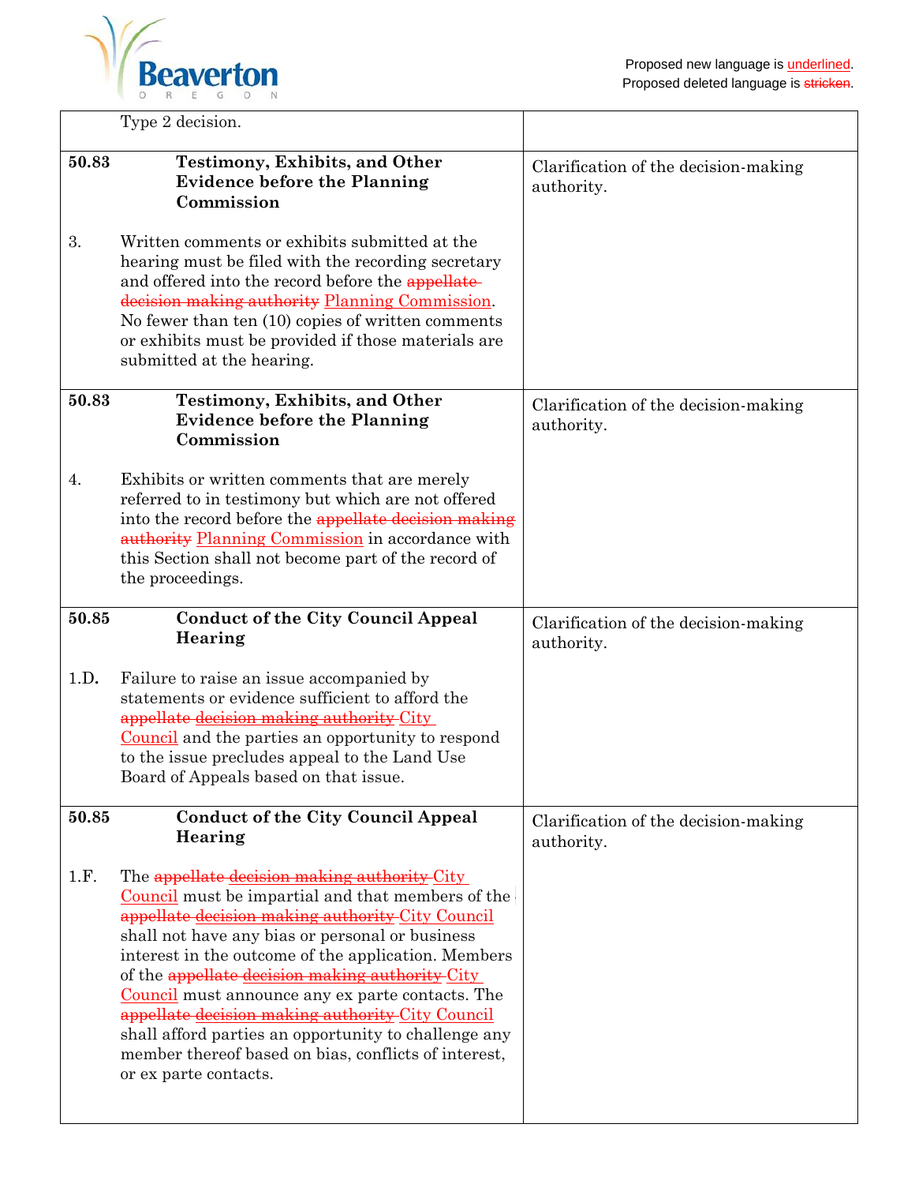Proposed new language is <u>underlined</u>.
Proposed deleted language is ~~stricken~~.

| | |
|---|---|
| Type 2 decision. | |
| **50.83 Testimony, Exhibits, and Other Evidence before the Planning Commission**<br><br>3. Written comments or exhibits submitted at the hearing must be filed with the recording secretary and offered into the record before the ~~appellate decision making authority~~ <u>Planning Commission</u>. No fewer than ten (10) copies of written comments or exhibits must be provided if those materials are submitted at the hearing. | Clarification of the decision-making authority. |
| **50.83 Testimony, Exhibits, and Other Evidence before the Planning Commission**<br><br>4. Exhibits or written comments that are merely referred to in testimony but which are not offered into the record before the ~~appellate decision making authority~~ <u>Planning Commission</u> in accordance with this Section shall not become part of the record of the proceedings. | Clarification of the decision-making authority. |
| **50.85 Conduct of the City Council Appeal Hearing**<br><br>1.D. Failure to raise an issue accompanied by statements or evidence sufficient to afford the ~~appellate decision making authority~~ <u>City Council</u> and the parties an opportunity to respond to the issue precludes appeal to the Land Use Board of Appeals based on that issue. | Clarification of the decision-making authority. |
| **50.85 Conduct of the City Council Appeal Hearing**<br><br>1.F. The ~~appellate decision making authority~~ <u>City Council</u> must be impartial and that members of the ~~appellate decision making authority~~ <u>City Council</u> shall not have any bias or personal or business interest in the outcome of the application. Members of the ~~appellate decision making authority~~ <u>City Council</u> must announce any ex parte contacts. The ~~appellate decision making authority~~ <u>City Council</u> shall afford parties an opportunity to challenge any member thereof based on bias, conflicts of interest, or ex parte contacts. | Clarification of the decision-making authority. |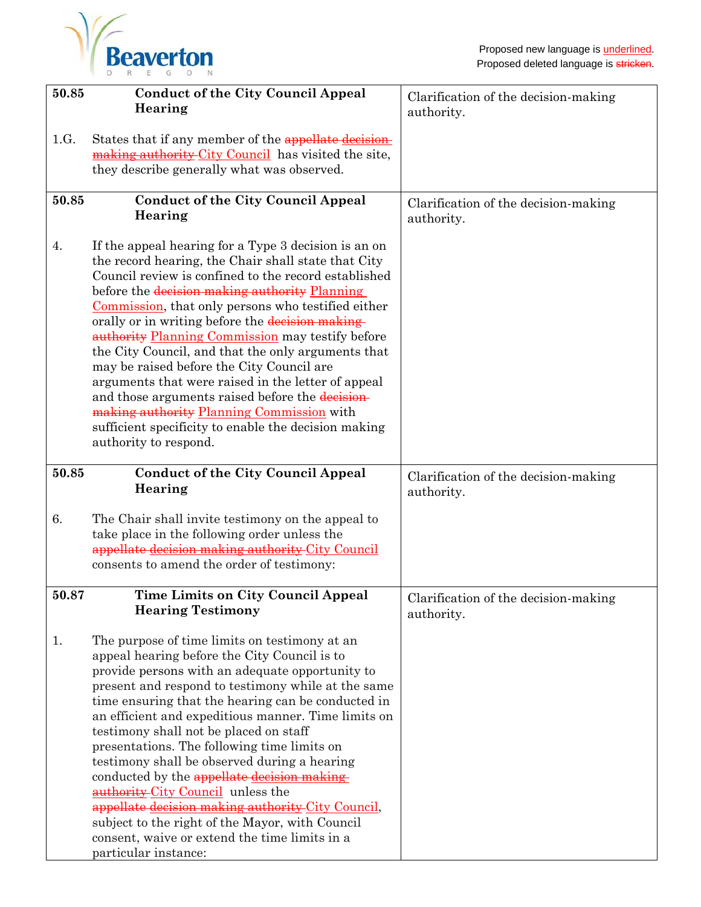Proposed new language is underlined.
Proposed deleted language is ~~stricken~~.

| | |
|---|---|
| **50.85 Conduct of the City Council Appeal Hearing**<br><br>1.G. States that if any member of the ~~appellate decision making authority~~ <u>City Council</u> has visited the site, they describe generally what was observed. | Clarification of the decision-making authority. |
| **50.85 Conduct of the City Council Appeal Hearing**<br><br>4. If the appeal hearing for a Type 3 decision is an on the record hearing, the Chair shall state that City Council review is confined to the record established before the ~~decision making authority~~ <u>Planning Commission</u>, that only persons who testified either orally or in writing before the ~~decision making authority~~ <u>Planning Commission</u> may testify before the City Council, and that the only arguments that may be raised before the City Council are arguments that were raised in the letter of appeal and those arguments raised before the ~~decision making authority~~ <u>Planning Commission</u> with sufficient specificity to enable the decision making authority to respond. | Clarification of the decision-making authority. |
| **50.85 Conduct of the City Council Appeal Hearing**<br><br>6. The Chair shall invite testimony on the appeal to take place in the following order unless the ~~appellate decision making authority~~ <u>City Council</u> consents to amend the order of testimony: | Clarification of the decision-making authority. |
| **50.87 Time Limits on City Council Appeal Hearing Testimony**<br><br>1. The purpose of time limits on testimony at an appeal hearing before the City Council is to provide persons with an adequate opportunity to present and respond to testimony while at the same time ensuring that the hearing can be conducted in an efficient and expeditious manner. Time limits on testimony shall not be placed on staff presentations. The following time limits on testimony shall be observed during a hearing conducted by the ~~appellate decision making authority~~ <u>City Council</u> unless the ~~appellate decision making authority~~ <u>City Council</u>, subject to the right of the Mayor, with Council consent, waive or extend the time limits in a particular instance: | Clarification of the decision-making authority. |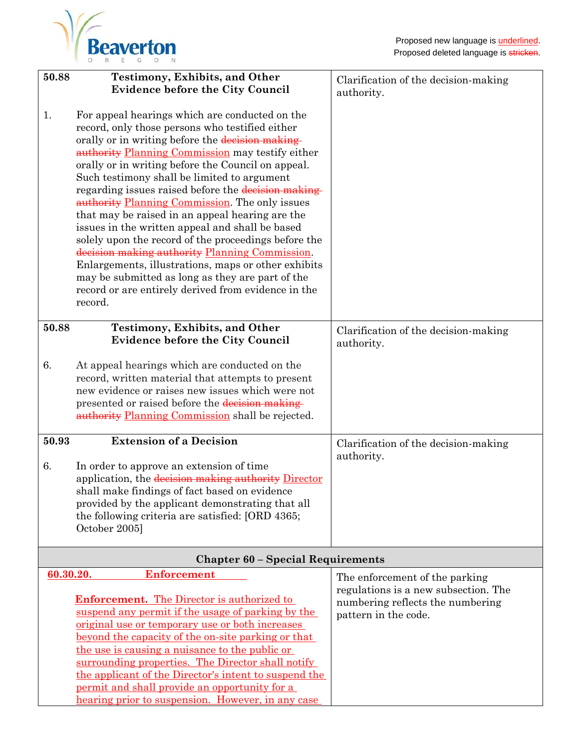Proposed new language is underlined.
Proposed deleted language is ~~stricken~~.

| | |
|---|---|
| **50.88 Testimony, Exhibits, and Other Evidence before the City Council**<br><br>1. For appeal hearings which are conducted on the record, only those persons who testified either orally or in writing before the ~~decision making authority~~ <u>Planning Commission</u> may testify either orally or in writing before the Council on appeal. Such testimony shall be limited to argument regarding issues raised before the ~~decision making authority~~ <u>Planning Commission</u>. The only issues that may be raised in an appeal hearing are the issues in the written appeal and shall be based solely upon the record of the proceedings before the ~~decision making authority~~ <u>Planning Commission</u>. Enlargements, illustrations, maps or other exhibits may be submitted as long as they are part of the record or are entirely derived from evidence in the record. | Clarification of the decision-making authority. |
| **50.88 Testimony, Exhibits, and Other Evidence before the City Council**<br><br>6. At appeal hearings which are conducted on the record, written material that attempts to present new evidence or raises new issues which were not presented or raised before the ~~decision making authority~~ <u>Planning Commission</u> shall be rejected. | Clarification of the decision-making authority. |
| **50.93 Extension of a Decision**<br><br>6. In order to approve an extension of time application, the ~~decision making authority~~ <u>Director</u> shall make findings of fact based on evidence provided by the applicant demonstrating that all the following criteria are satisfied: [ORD 4365; October 2005] | Clarification of the decision-making authority. |
| **Chapter 60 – Special Requirements** | |
| <u>**60.30.20. Enforcement**</u><br><br><u>**Enforcement.** The Director is authorized to suspend any permit if the usage of parking by the original use or temporary use or both increases beyond the capacity of the on-site parking or that the use is causing a nuisance to the public or surrounding properties. The Director shall notify the applicant of the Director's intent to suspend the permit and shall provide an opportunity for a hearing prior to suspension. However, in any case</u> | The enforcement of the parking regulations is a new subsection. The numbering reflects the numbering pattern in the code. |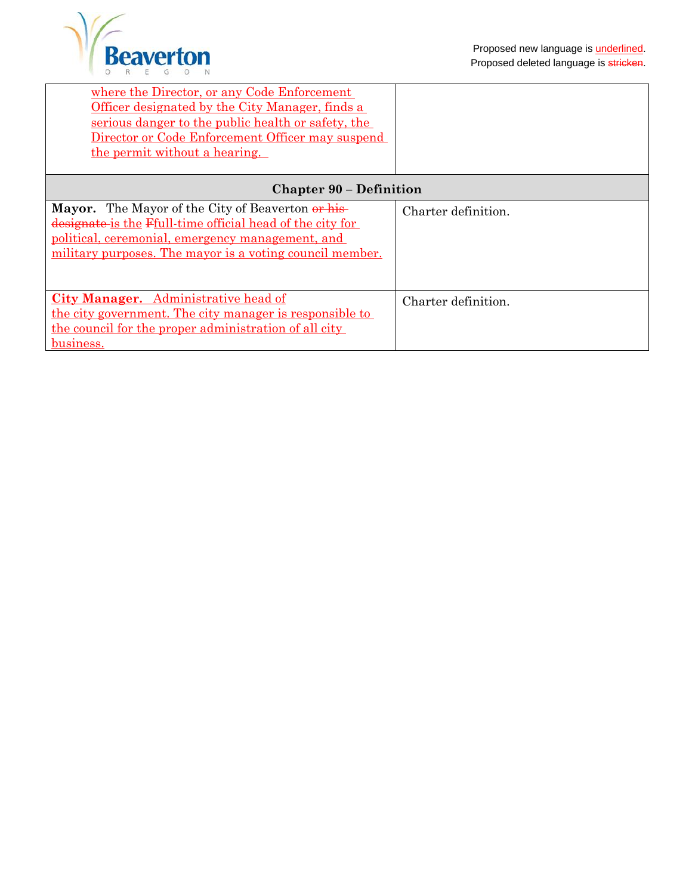Proposed new language is underlined.
Proposed deleted language is ~~stricken~~.

| | |
|---|---|
| <u>where the Director, or any Code Enforcement Officer designated by the City Manager, finds a serious danger to the public health or safety, the Director or Code Enforcement Officer may suspend the permit without a hearing.</u> | |
| **Chapter 90 – Definition** | |
| **Mayor.** The Mayor of the City of Beaverton ~~or his designate~~ <u>is the</u> ~~F~~<u>full-time official head of the city for political, ceremonial, emergency management, and military purposes. The mayor is a voting council member.</u> | Charter definition. |
| <u>**City Manager.** Administrative head of the city government. The city manager is responsible to the council for the proper administration of all city business.</u> | Charter definition. |